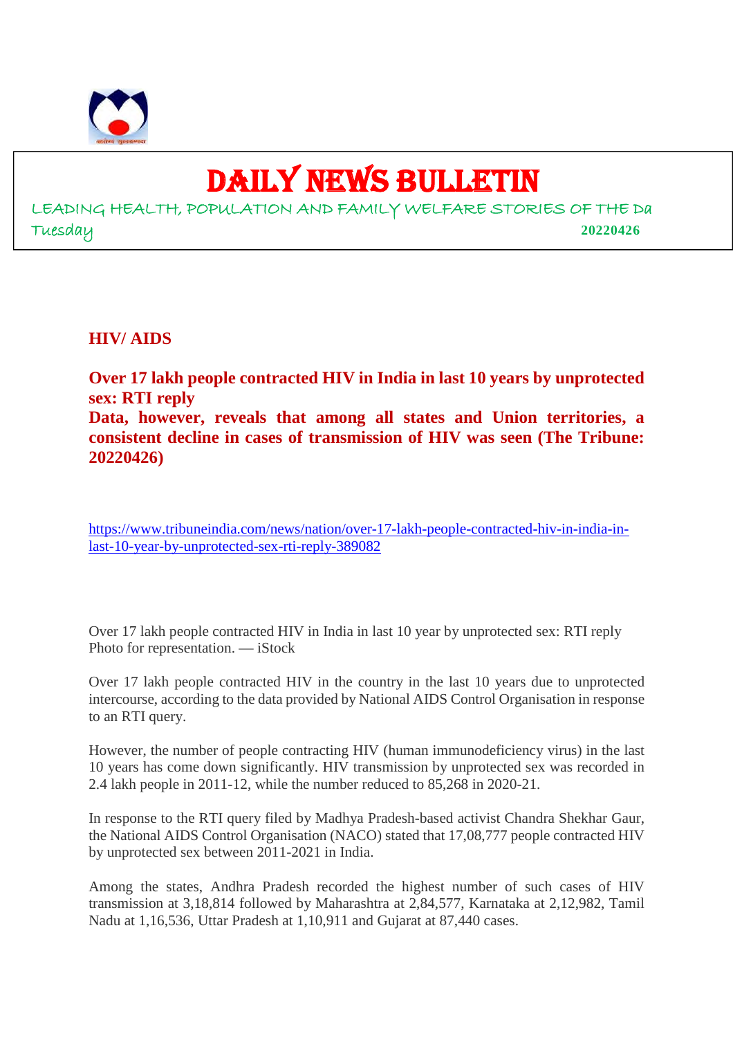# DAILY NEWS BULLETIN

LEADING HEALTH, POPULATION AND FAMILY WELFARE STORIES OF THE Da

Tuesday **20220426**

## HIV/ AIDS

### Over 17 lakh people contracted HIV in India in last 10 years by unprotected sex: RTI reply

### Data, however, reveals that among all states and Union territories, a consistent decline in cases of transmission of HIV was seen (The Tribune: 20220426)

https://www.tribuneindia.com/news/nation/over-17-lakh-people-contracted-hiv-in-india-in-last-10-year-by-unprotected-sex-rti-reply-389082

Over 17 lakh people contracted HIV in India in last 10 year by unprotected sex: RTI reply
Photo for representation. — iStock

Over 17 lakh people contracted HIV in the country in the last 10 years due to unprotected intercourse, according to the data provided by National AIDS Control Organisation in response to an RTI query.

However, the number of people contracting HIV (human immunodeficiency virus) in the last 10 years has come down significantly. HIV transmission by unprotected sex was recorded in 2.4 lakh people in 2011-12, while the number reduced to 85,268 in 2020-21.

In response to the RTI query filed by Madhya Pradesh-based activist Chandra Shekhar Gaur, the National AIDS Control Organisation (NACO) stated that 17,08,777 people contracted HIV by unprotected sex between 2011-2021 in India.

Among the states, Andhra Pradesh recorded the highest number of such cases of HIV transmission at 3,18,814 followed by Maharashtra at 2,84,577, Karnataka at 2,12,982, Tamil Nadu at 1,16,536, Uttar Pradesh at 1,10,911 and Gujarat at 87,440 cases.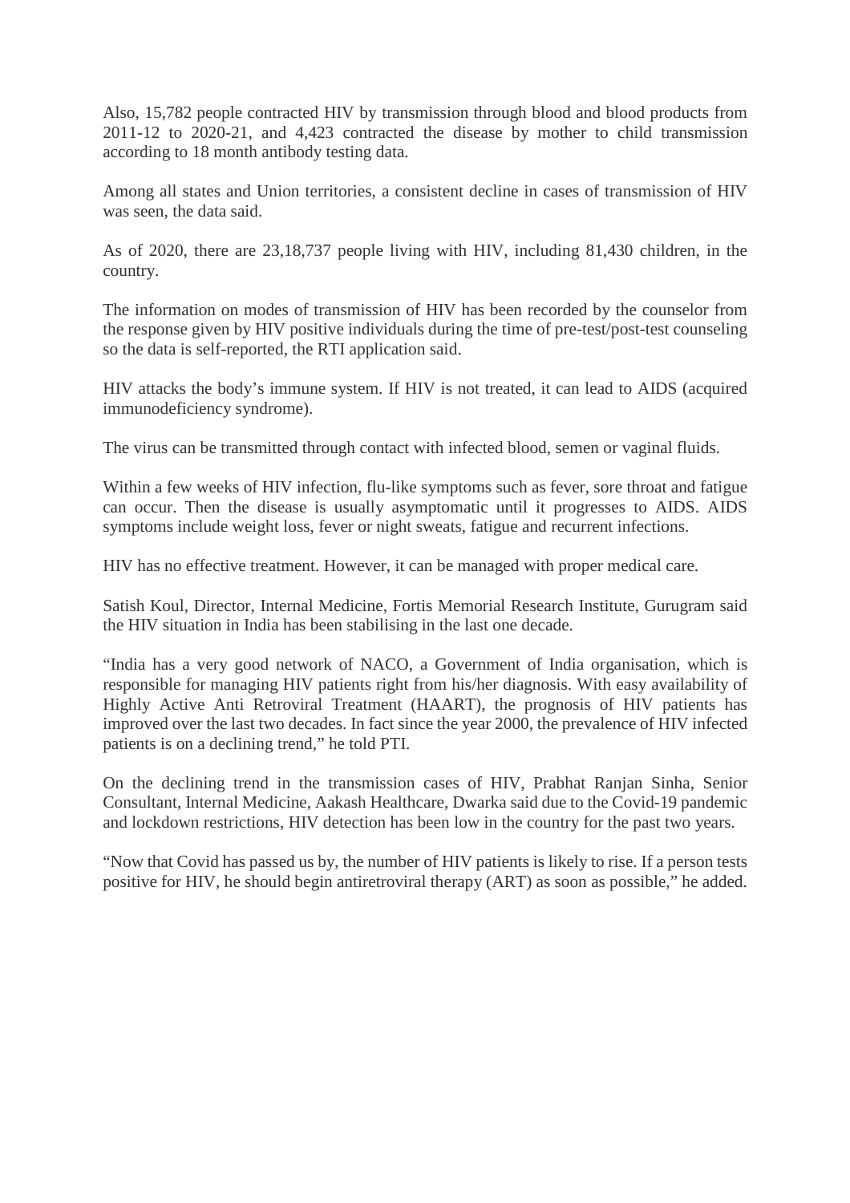Also, 15,782 people contracted HIV by transmission through blood and blood products from 2011-12 to 2020-21, and 4,423 contracted the disease by mother to child transmission according to 18 month antibody testing data.

Among all states and Union territories, a consistent decline in cases of transmission of HIV was seen, the data said.

As of 2020, there are 23,18,737 people living with HIV, including 81,430 children, in the country.

The information on modes of transmission of HIV has been recorded by the counselor from the response given by HIV positive individuals during the time of pre-test/post-test counseling so the data is self-reported, the RTI application said.

HIV attacks the body's immune system. If HIV is not treated, it can lead to AIDS (acquired immunodeficiency syndrome).

The virus can be transmitted through contact with infected blood, semen or vaginal fluids.

Within a few weeks of HIV infection, flu-like symptoms such as fever, sore throat and fatigue can occur. Then the disease is usually asymptomatic until it progresses to AIDS. AIDS symptoms include weight loss, fever or night sweats, fatigue and recurrent infections.

HIV has no effective treatment. However, it can be managed with proper medical care.

Satish Koul, Director, Internal Medicine, Fortis Memorial Research Institute, Gurugram said the HIV situation in India has been stabilising in the last one decade.

"India has a very good network of NACO, a Government of India organisation, which is responsible for managing HIV patients right from his/her diagnosis. With easy availability of Highly Active Anti Retroviral Treatment (HAART), the prognosis of HIV patients has improved over the last two decades. In fact since the year 2000, the prevalence of HIV infected patients is on a declining trend," he told PTI.

On the declining trend in the transmission cases of HIV, Prabhat Ranjan Sinha, Senior Consultant, Internal Medicine, Aakash Healthcare, Dwarka said due to the Covid-19 pandemic and lockdown restrictions, HIV detection has been low in the country for the past two years.

"Now that Covid has passed us by, the number of HIV patients is likely to rise. If a person tests positive for HIV, he should begin antiretroviral therapy (ART) as soon as possible," he added.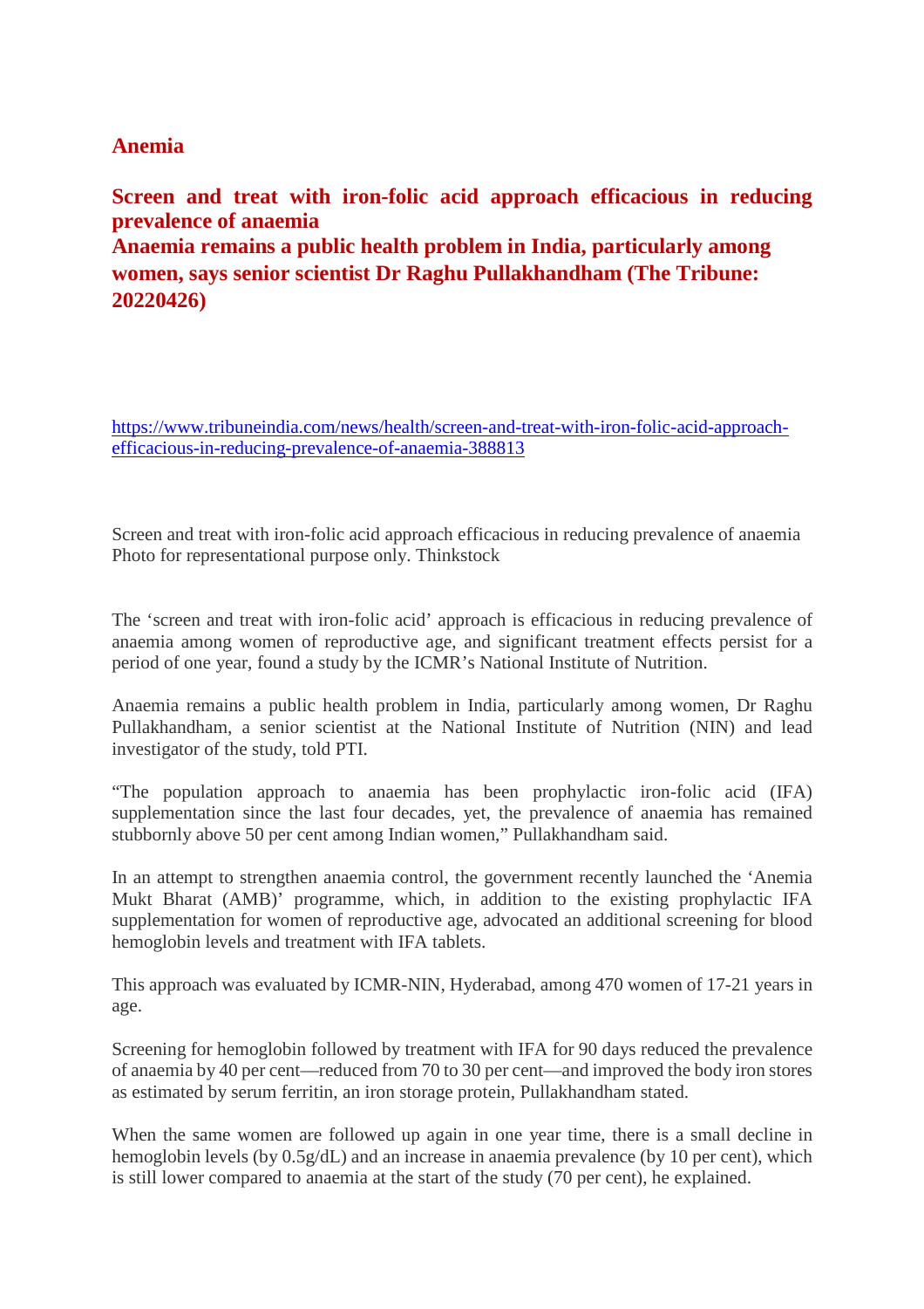## Anemia

### Screen and treat with iron-folic acid approach efficacious in reducing prevalence of anaemia
### Anaemia remains a public health problem in India, particularly among women, says senior scientist Dr Raghu Pullakhandham (The Tribune: 20220426)

https://www.tribuneindia.com/news/health/screen-and-treat-with-iron-folic-acid-approach-efficacious-in-reducing-prevalence-of-anaemia-388813

Screen and treat with iron-folic acid approach efficacious in reducing prevalence of anaemia
Photo for representational purpose only. Thinkstock

The 'screen and treat with iron-folic acid' approach is efficacious in reducing prevalence of anaemia among women of reproductive age, and significant treatment effects persist for a period of one year, found a study by the ICMR's National Institute of Nutrition.

Anaemia remains a public health problem in India, particularly among women, Dr Raghu Pullakhandham, a senior scientist at the National Institute of Nutrition (NIN) and lead investigator of the study, told PTI.

"The population approach to anaemia has been prophylactic iron-folic acid (IFA) supplementation since the last four decades, yet, the prevalence of anaemia has remained stubbornly above 50 per cent among Indian women," Pullakhandham said.

In an attempt to strengthen anaemia control, the government recently launched the 'Anemia Mukt Bharat (AMB)' programme, which, in addition to the existing prophylactic IFA supplementation for women of reproductive age, advocated an additional screening for blood hemoglobin levels and treatment with IFA tablets.

This approach was evaluated by ICMR-NIN, Hyderabad, among 470 women of 17-21 years in age.

Screening for hemoglobin followed by treatment with IFA for 90 days reduced the prevalence of anaemia by 40 per cent—reduced from 70 to 30 per cent—and improved the body iron stores as estimated by serum ferritin, an iron storage protein, Pullakhandham stated.

When the same women are followed up again in one year time, there is a small decline in hemoglobin levels (by 0.5g/dL) and an increase in anaemia prevalence (by 10 per cent), which is still lower compared to anaemia at the start of the study (70 per cent), he explained.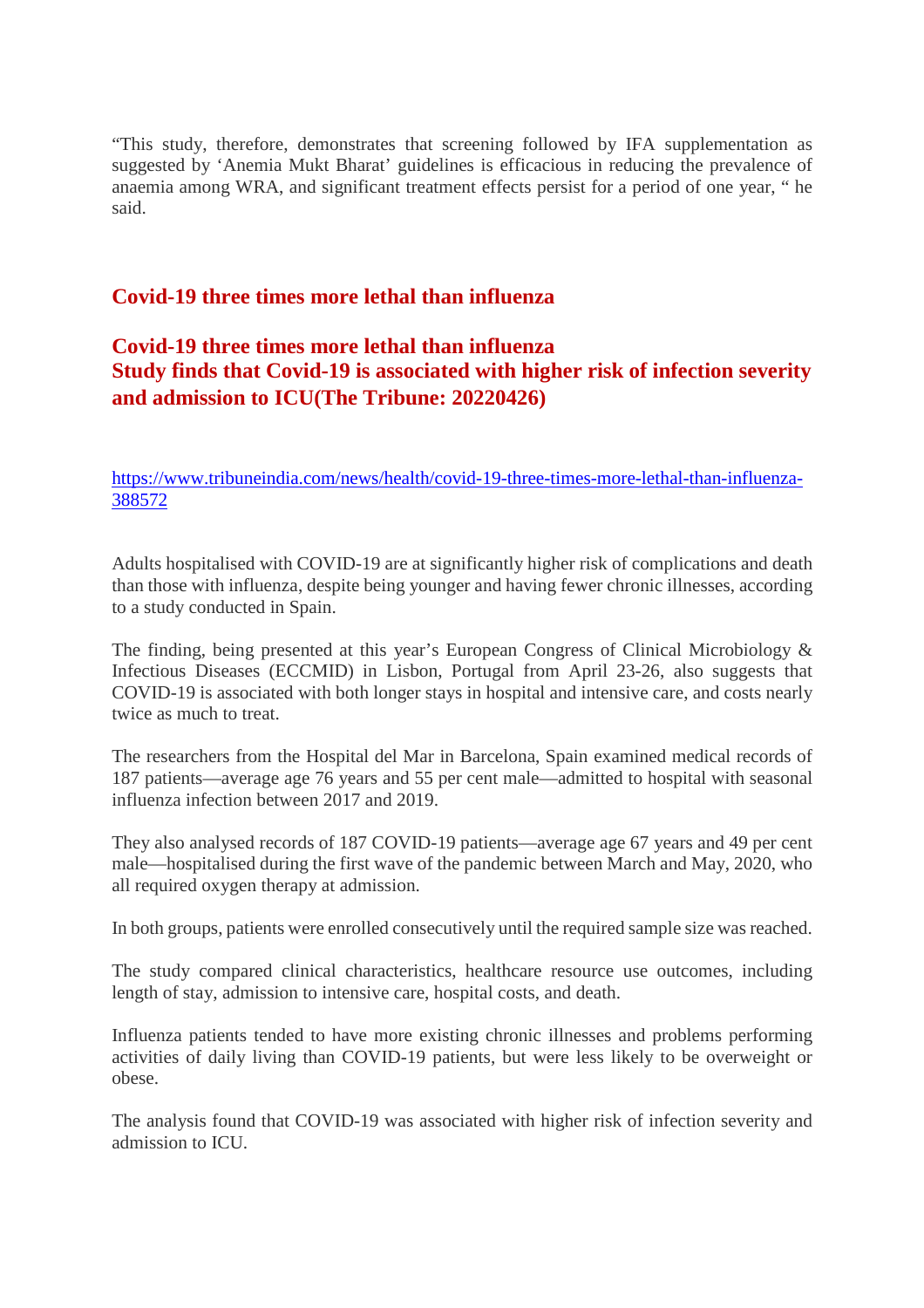"This study, therefore, demonstrates that screening followed by IFA supplementation as suggested by 'Anemia Mukt Bharat' guidelines is efficacious in reducing the prevalence of anaemia among WRA, and significant treatment effects persist for a period of one year, " he said.

## Covid-19 three times more lethal than influenza

## Covid-19 three times more lethal than influenza
## Study finds that Covid-19 is associated with higher risk of infection severity and admission to ICU(The Tribune: 20220426)

https://www.tribuneindia.com/news/health/covid-19-three-times-more-lethal-than-influenza-388572

Adults hospitalised with COVID-19 are at significantly higher risk of complications and death than those with influenza, despite being younger and having fewer chronic illnesses, according to a study conducted in Spain.

The finding, being presented at this year's European Congress of Clinical Microbiology & Infectious Diseases (ECCMID) in Lisbon, Portugal from April 23-26, also suggests that COVID-19 is associated with both longer stays in hospital and intensive care, and costs nearly twice as much to treat.

The researchers from the Hospital del Mar in Barcelona, Spain examined medical records of 187 patients—average age 76 years and 55 per cent male—admitted to hospital with seasonal influenza infection between 2017 and 2019.

They also analysed records of 187 COVID-19 patients—average age 67 years and 49 per cent male—hospitalised during the first wave of the pandemic between March and May, 2020, who all required oxygen therapy at admission.

In both groups, patients were enrolled consecutively until the required sample size was reached.

The study compared clinical characteristics, healthcare resource use outcomes, including length of stay, admission to intensive care, hospital costs, and death.

Influenza patients tended to have more existing chronic illnesses and problems performing activities of daily living than COVID-19 patients, but were less likely to be overweight or obese.

The analysis found that COVID-19 was associated with higher risk of infection severity and admission to ICU.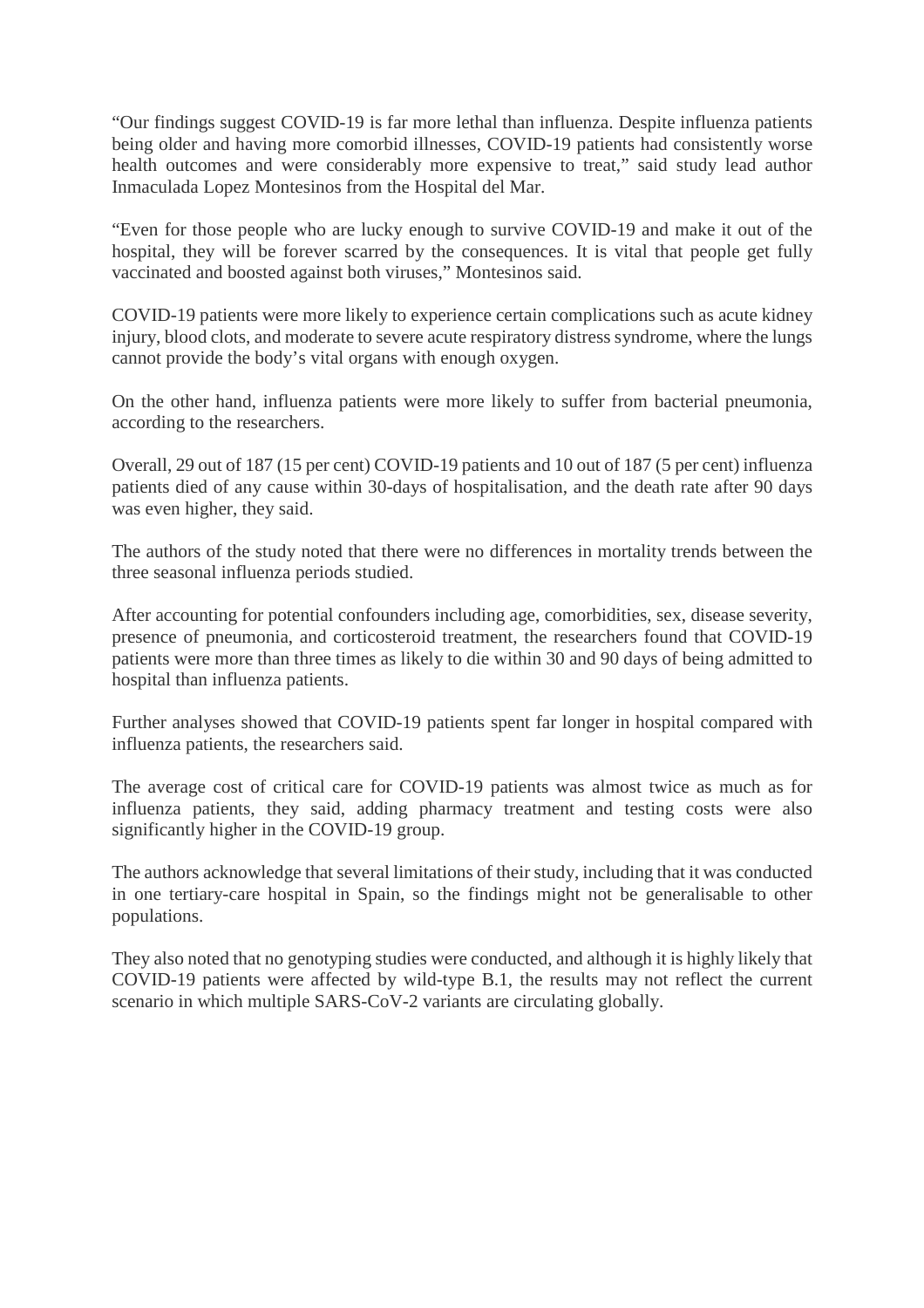"Our findings suggest COVID-19 is far more lethal than influenza. Despite influenza patients being older and having more comorbid illnesses, COVID-19 patients had consistently worse health outcomes and were considerably more expensive to treat," said study lead author Inmaculada Lopez Montesinos from the Hospital del Mar.

"Even for those people who are lucky enough to survive COVID-19 and make it out of the hospital, they will be forever scarred by the consequences. It is vital that people get fully vaccinated and boosted against both viruses," Montesinos said.

COVID-19 patients were more likely to experience certain complications such as acute kidney injury, blood clots, and moderate to severe acute respiratory distress syndrome, where the lungs cannot provide the body's vital organs with enough oxygen.

On the other hand, influenza patients were more likely to suffer from bacterial pneumonia, according to the researchers.

Overall, 29 out of 187 (15 per cent) COVID-19 patients and 10 out of 187 (5 per cent) influenza patients died of any cause within 30-days of hospitalisation, and the death rate after 90 days was even higher, they said.

The authors of the study noted that there were no differences in mortality trends between the three seasonal influenza periods studied.

After accounting for potential confounders including age, comorbidities, sex, disease severity, presence of pneumonia, and corticosteroid treatment, the researchers found that COVID-19 patients were more than three times as likely to die within 30 and 90 days of being admitted to hospital than influenza patients.

Further analyses showed that COVID-19 patients spent far longer in hospital compared with influenza patients, the researchers said.

The average cost of critical care for COVID-19 patients was almost twice as much as for influenza patients, they said, adding pharmacy treatment and testing costs were also significantly higher in the COVID-19 group.

The authors acknowledge that several limitations of their study, including that it was conducted in one tertiary-care hospital in Spain, so the findings might not be generalisable to other populations.

They also noted that no genotyping studies were conducted, and although it is highly likely that COVID-19 patients were affected by wild-type B.1, the results may not reflect the current scenario in which multiple SARS-CoV-2 variants are circulating globally.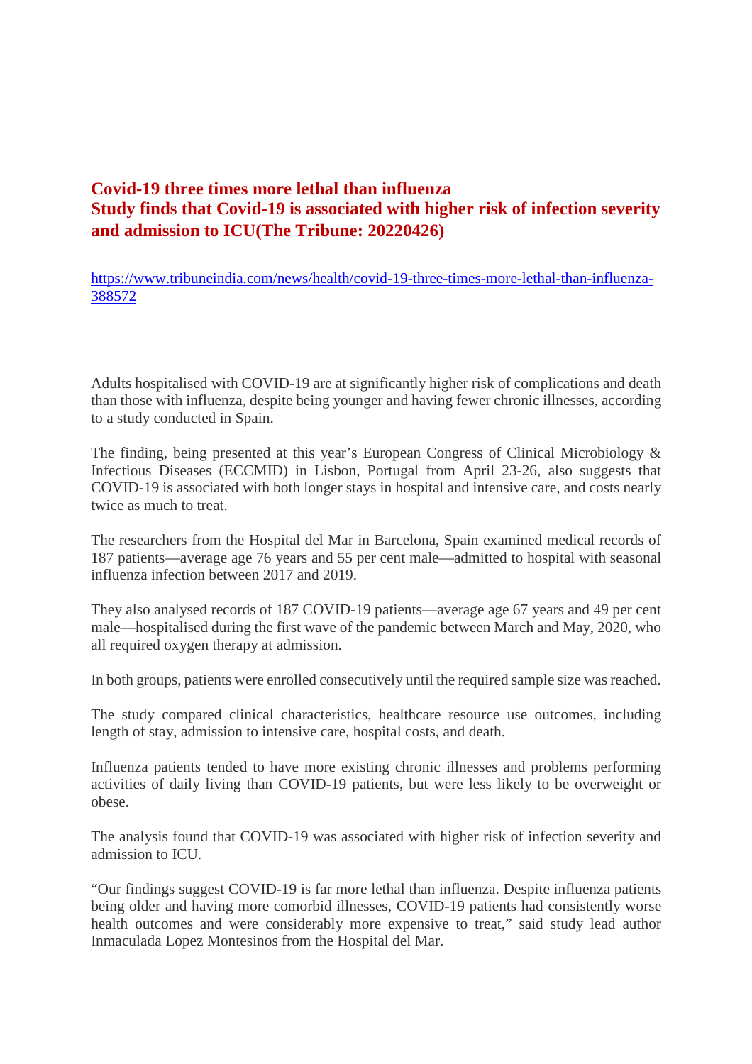**Covid-19 three times more lethal than influenza**
**Study finds that Covid-19 is associated with higher risk of infection severity and admission to ICU(The Tribune: 20220426)**

https://www.tribuneindia.com/news/health/covid-19-three-times-more-lethal-than-influenza-388572

Adults hospitalised with COVID-19 are at significantly higher risk of complications and death than those with influenza, despite being younger and having fewer chronic illnesses, according to a study conducted in Spain.

The finding, being presented at this year's European Congress of Clinical Microbiology & Infectious Diseases (ECCMID) in Lisbon, Portugal from April 23-26, also suggests that COVID-19 is associated with both longer stays in hospital and intensive care, and costs nearly twice as much to treat.

The researchers from the Hospital del Mar in Barcelona, Spain examined medical records of 187 patients—average age 76 years and 55 per cent male—admitted to hospital with seasonal influenza infection between 2017 and 2019.

They also analysed records of 187 COVID-19 patients—average age 67 years and 49 per cent male—hospitalised during the first wave of the pandemic between March and May, 2020, who all required oxygen therapy at admission.

In both groups, patients were enrolled consecutively until the required sample size was reached.

The study compared clinical characteristics, healthcare resource use outcomes, including length of stay, admission to intensive care, hospital costs, and death.

Influenza patients tended to have more existing chronic illnesses and problems performing activities of daily living than COVID-19 patients, but were less likely to be overweight or obese.

The analysis found that COVID-19 was associated with higher risk of infection severity and admission to ICU.

"Our findings suggest COVID-19 is far more lethal than influenza. Despite influenza patients being older and having more comorbid illnesses, COVID-19 patients had consistently worse health outcomes and were considerably more expensive to treat," said study lead author Inmaculada Lopez Montesinos from the Hospital del Mar.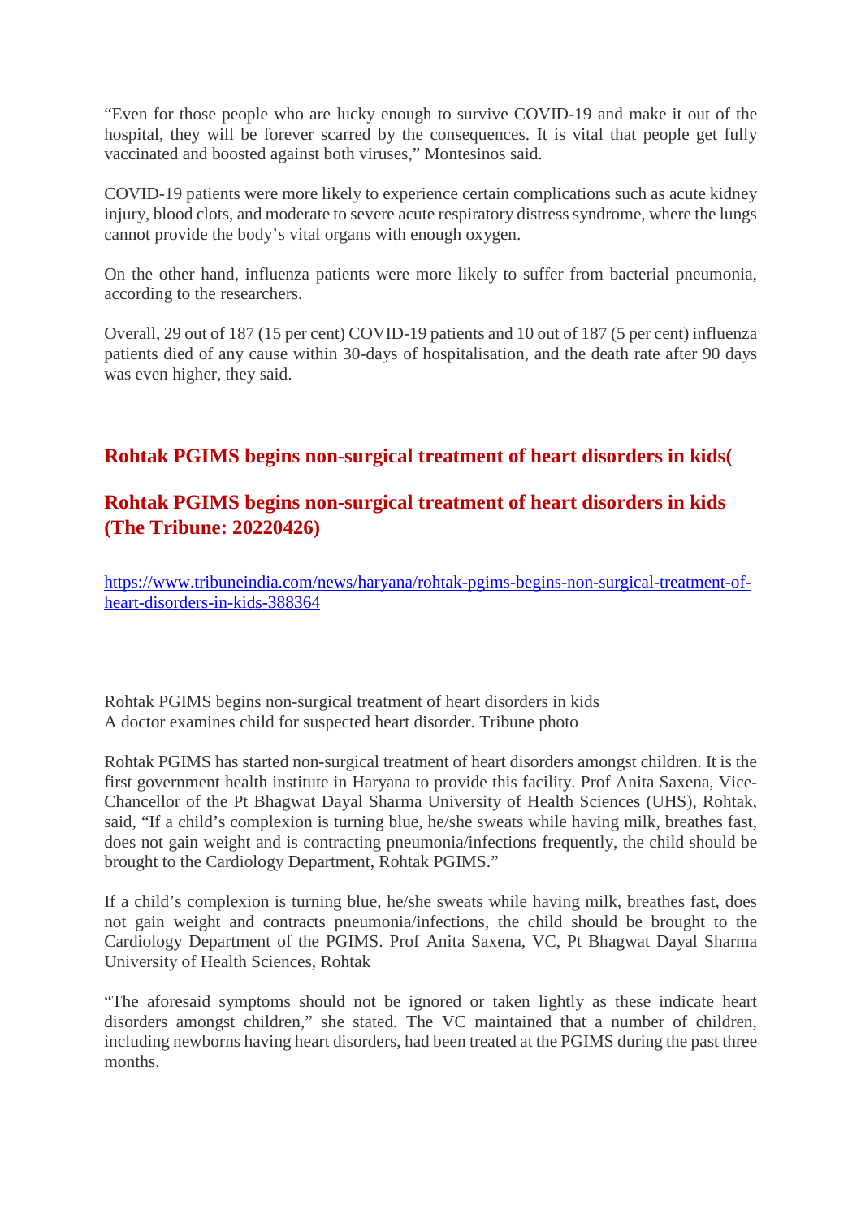"Even for those people who are lucky enough to survive COVID-19 and make it out of the hospital, they will be forever scarred by the consequences. It is vital that people get fully vaccinated and boosted against both viruses," Montesinos said.

COVID-19 patients were more likely to experience certain complications such as acute kidney injury, blood clots, and moderate to severe acute respiratory distress syndrome, where the lungs cannot provide the body's vital organs with enough oxygen.

On the other hand, influenza patients were more likely to suffer from bacterial pneumonia, according to the researchers.

Overall, 29 out of 187 (15 per cent) COVID-19 patients and 10 out of 187 (5 per cent) influenza patients died of any cause within 30-days of hospitalisation, and the death rate after 90 days was even higher, they said.

## Rohtak PGIMS begins non-surgical treatment of heart disorders in kids(

## Rohtak PGIMS begins non-surgical treatment of heart disorders in kids (The Tribune: 20220426)

https://www.tribuneindia.com/news/haryana/rohtak-pgims-begins-non-surgical-treatment-of-heart-disorders-in-kids-388364

Rohtak PGIMS begins non-surgical treatment of heart disorders in kids
A doctor examines child for suspected heart disorder. Tribune photo

Rohtak PGIMS has started non-surgical treatment of heart disorders amongst children. It is the first government health institute in Haryana to provide this facility. Prof Anita Saxena, Vice-Chancellor of the Pt Bhagwat Dayal Sharma University of Health Sciences (UHS), Rohtak, said, "If a child's complexion is turning blue, he/she sweats while having milk, breathes fast, does not gain weight and is contracting pneumonia/infections frequently, the child should be brought to the Cardiology Department, Rohtak PGIMS."

If a child's complexion is turning blue, he/she sweats while having milk, breathes fast, does not gain weight and contracts pneumonia/infections, the child should be brought to the Cardiology Department of the PGIMS. Prof Anita Saxena, VC, Pt Bhagwat Dayal Sharma University of Health Sciences, Rohtak

"The aforesaid symptoms should not be ignored or taken lightly as these indicate heart disorders amongst children," she stated. The VC maintained that a number of children, including newborns having heart disorders, had been treated at the PGIMS during the past three months.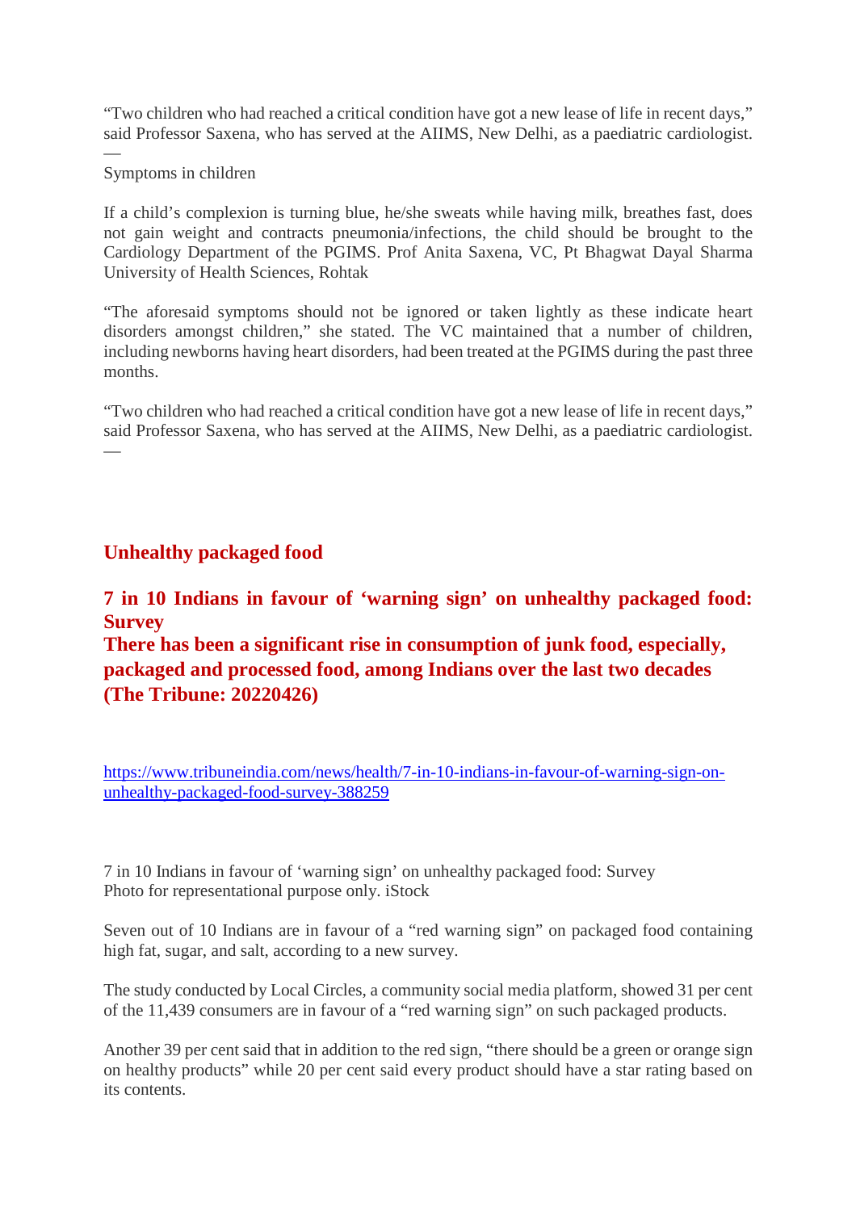"Two children who had reached a critical condition have got a new lease of life in recent days," said Professor Saxena, who has served at the AIIMS, New Delhi, as a paediatric cardiologist. —

Symptoms in children

If a child's complexion is turning blue, he/she sweats while having milk, breathes fast, does not gain weight and contracts pneumonia/infections, the child should be brought to the Cardiology Department of the PGIMS. Prof Anita Saxena, VC, Pt Bhagwat Dayal Sharma University of Health Sciences, Rohtak

"The aforesaid symptoms should not be ignored or taken lightly as these indicate heart disorders amongst children," she stated. The VC maintained that a number of children, including newborns having heart disorders, had been treated at the PGIMS during the past three months.

"Two children who had reached a critical condition have got a new lease of life in recent days," said Professor Saxena, who has served at the AIIMS, New Delhi, as a paediatric cardiologist. —

## Unhealthy packaged food

## 7 in 10 Indians in favour of 'warning sign' on unhealthy packaged food: Survey
## There has been a significant rise in consumption of junk food, especially, packaged and processed food, among Indians over the last two decades (The Tribune: 20220426)

https://www.tribuneindia.com/news/health/7-in-10-indians-in-favour-of-warning-sign-on-unhealthy-packaged-food-survey-388259

7 in 10 Indians in favour of 'warning sign' on unhealthy packaged food: Survey
Photo for representational purpose only. iStock

Seven out of 10 Indians are in favour of a "red warning sign" on packaged food containing high fat, sugar, and salt, according to a new survey.

The study conducted by Local Circles, a community social media platform, showed 31 per cent of the 11,439 consumers are in favour of a "red warning sign" on such packaged products.

Another 39 per cent said that in addition to the red sign, "there should be a green or orange sign on healthy products" while 20 per cent said every product should have a star rating based on its contents.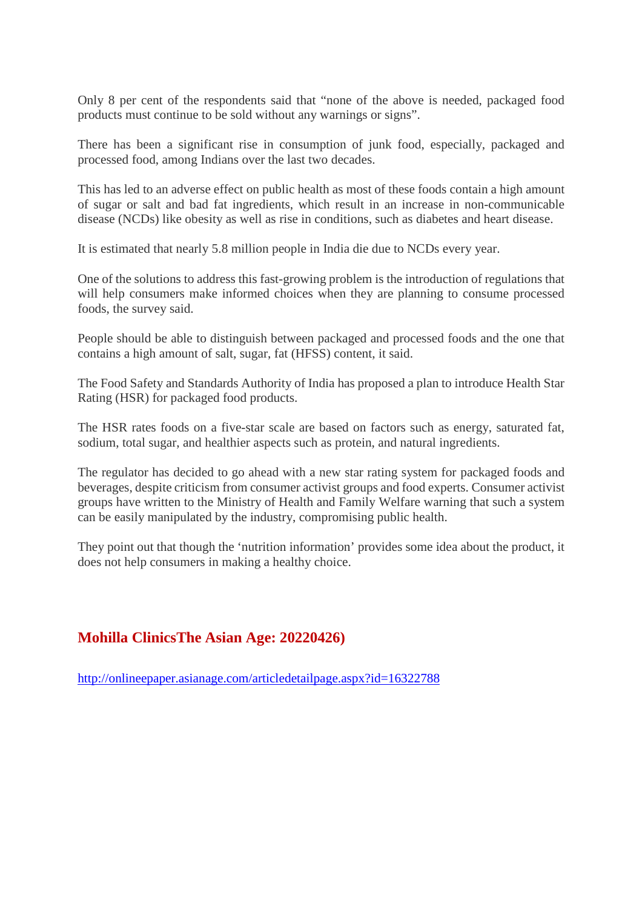Only 8 per cent of the respondents said that "none of the above is needed, packaged food products must continue to be sold without any warnings or signs".

There has been a significant rise in consumption of junk food, especially, packaged and processed food, among Indians over the last two decades.

This has led to an adverse effect on public health as most of these foods contain a high amount of sugar or salt and bad fat ingredients, which result in an increase in non-communicable disease (NCDs) like obesity as well as rise in conditions, such as diabetes and heart disease.

It is estimated that nearly 5.8 million people in India die due to NCDs every year.

One of the solutions to address this fast-growing problem is the introduction of regulations that will help consumers make informed choices when they are planning to consume processed foods, the survey said.

People should be able to distinguish between packaged and processed foods and the one that contains a high amount of salt, sugar, fat (HFSS) content, it said.

The Food Safety and Standards Authority of India has proposed a plan to introduce Health Star Rating (HSR) for packaged food products.

The HSR rates foods on a five-star scale are based on factors such as energy, saturated fat, sodium, total sugar, and healthier aspects such as protein, and natural ingredients.

The regulator has decided to go ahead with a new star rating system for packaged foods and beverages, despite criticism from consumer activist groups and food experts. Consumer activist groups have written to the Ministry of Health and Family Welfare warning that such a system can be easily manipulated by the industry, compromising public health.

They point out that though the 'nutrition information' provides some idea about the product, it does not help consumers in making a healthy choice.

## Mohilla ClinicsThe Asian Age: 20220426)

http://onlineepaper.asianage.com/articledetailpage.aspx?id=16322788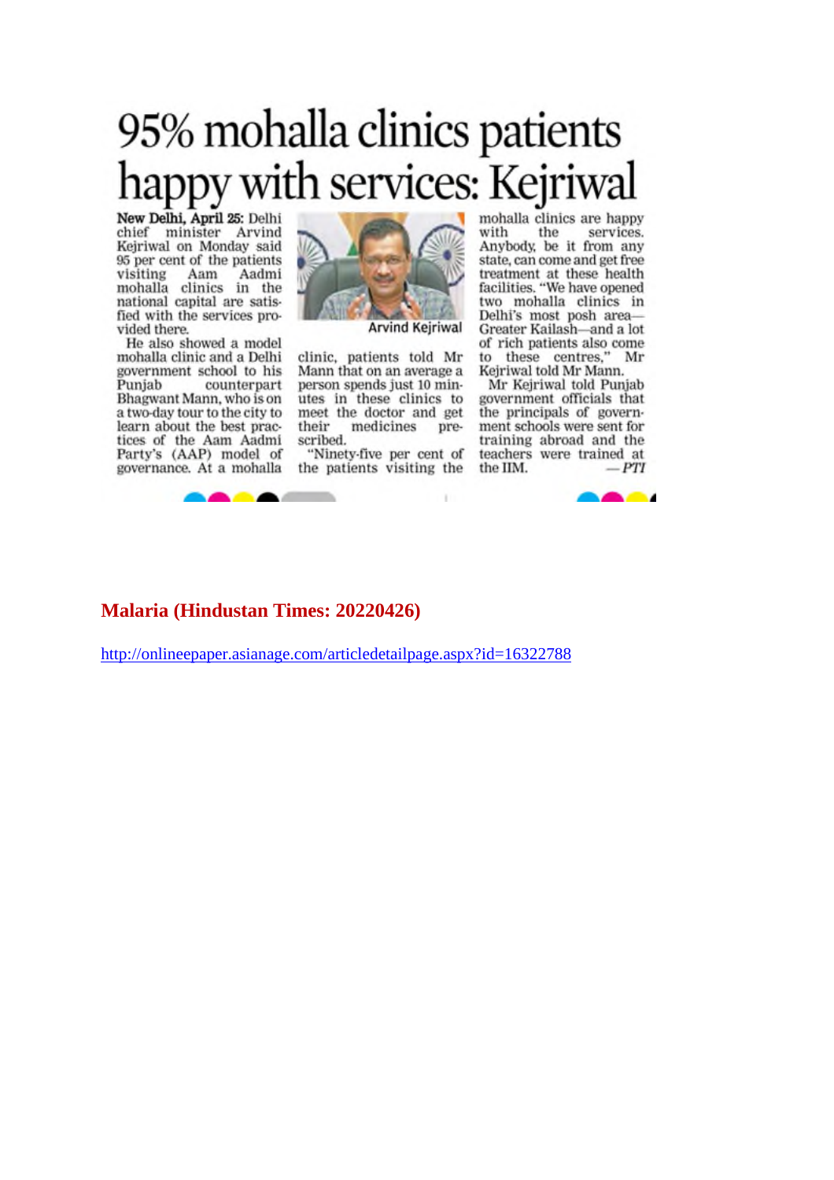# 95% mohalla clinics patients happy with services: Kejriwal

**New Delhi, April 25:** Delhi chief minister Arvind Kejriwal on Monday said 95 per cent of the patients visiting Aam Aadmi mohalla clinics in the national capital are satisfied with the services provided there.

He also showed a model mohalla clinic and a Delhi government school to his Punjab counterpart Bhagwant Mann, who is on a two-day tour to the city to learn about the best practices of the Aam Aadmi Party's (AAP) model of governance. At a mohalla clinic, patients told Mr Mann that on an average a person spends just 10 minutes in these clinics to meet the doctor and get their medicines prescribed.

Arvind Kejriwal

"Ninety-five per cent of the patients visiting the mohalla clinics are happy with the services. Anybody, be it from any state, can come and get free treatment at these health facilities. "We have opened two mohalla clinics in Delhi's most posh area—Greater Kailash—and a lot of rich patients also come to these centres," Mr Kejriwal told Mr Mann.

Mr Kejriwal told Punjab government officials that the principals of government schools were sent for training abroad and the teachers were trained at the IIM. —*PTI*

## Malaria (Hindustan Times: 20220426)

http://onlineepaper.asianage.com/articledetailpage.aspx?id=16322788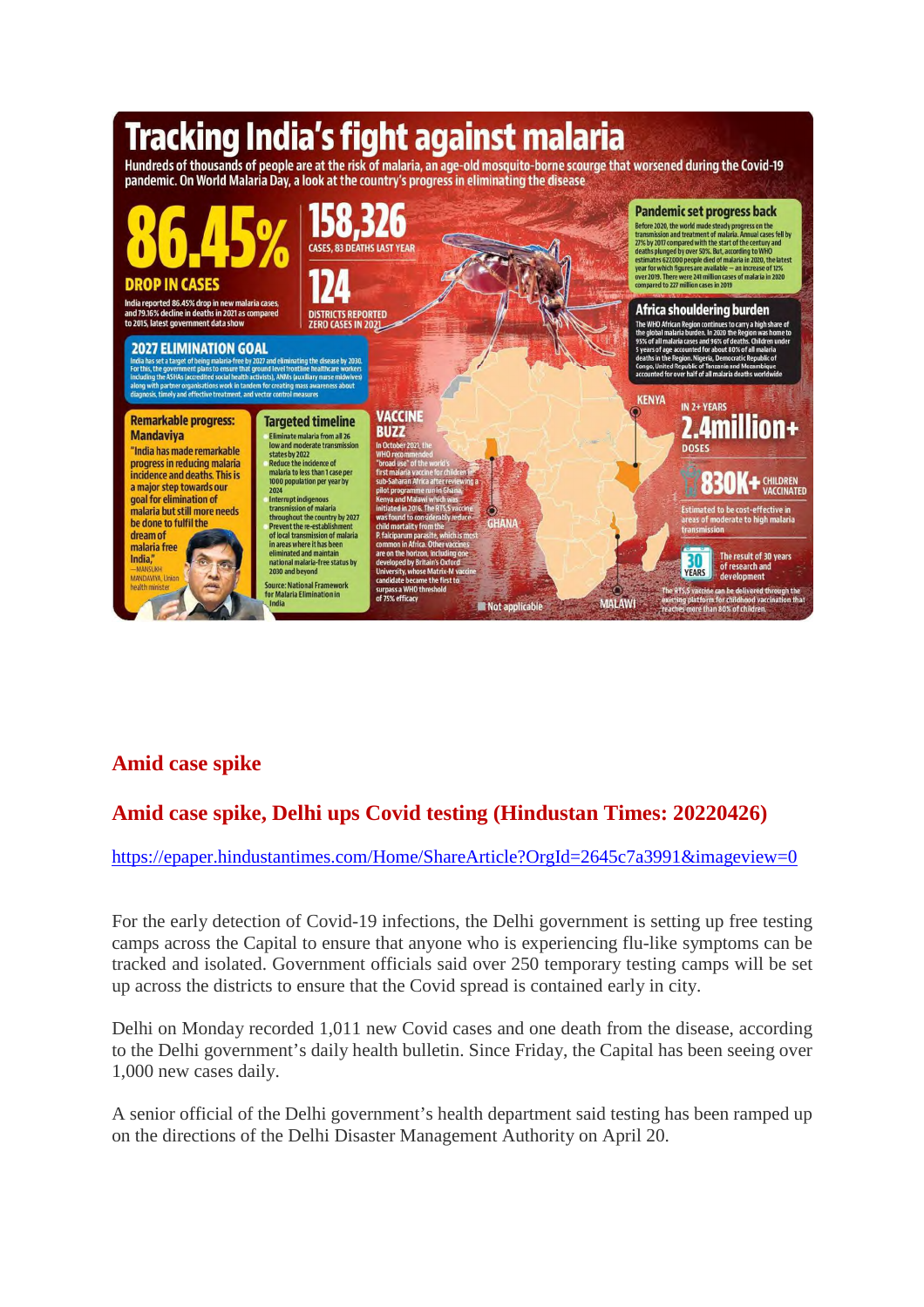# Tracking India's fight against malaria

Hundreds of thousands of people are at the risk of malaria, an age-old mosquito-borne scourge that worsened during the Covid-19 pandemic. On World Malaria Day, a look at the country's progress in eliminating the disease

**86.45%**

**DROP IN CASES**

India reported 86.45% drop in new malaria cases, and 79.16% decline in deaths in 2021 as compared to 2015, latest government data show

**158,326**

CASES, 83 DEATHS LAST YEAR

**124**

DISTRICTS REPORTED ZERO CASES IN 2021

### Pandemic set progress back

Before 2020, the world made steady progress on the transmission and treatment of malaria. Annual cases fell by 27% by 2017 compared with the start of the century and deaths plunged by over 50%. But, according to WHO estimates 627,000 people died of malaria in 2020, the latest year for which figures are available — an increase of 12% over 2019. There were 241 million cases of malaria in 2020 compared to 227 million cases in 2019

### Africa shouldering burden

The WHO African Region continues to carry a high share of the global malaria burden. In 2020 the Region was home to 95% of all malaria cases and 96% of deaths. Children under 5 years of age accounted for about 80% of all malaria deaths in the Region. Nigeria, Democratic Republic of Congo, United Republic of Tanzania and Mozambique accounted for over half of all malaria deaths worldwide

### 2027 ELIMINATION GOAL

India has set a target of being malaria-free by 2027 and eliminating the disease by 2030. For this, the government plans to ensure that ground level frontline healthcare workers including the ASHAs (accredited social health activists), ANMs (auxiliary nurse midwives) along with partner organisations work in tandem for creating mass awareness about diagnosis, timely and effective treatment, and vector control measures

### Remarkable progress: Mandaviya

"India has made remarkable progress in reducing malaria incidence and deaths. This is a major step towards our goal for elimination of malaria but still more needs be done to fulfil the dream of malaria free India,"

—MANSUKH MANDAVIYA, Union health minister

### Targeted timeline

- Eliminate malaria from all 26 low and moderate transmission states by 2022
- Reduce the incidence of malaria to less than 1 case per 1000 population per year by 2024
- Interrupt indigenous transmission of malaria throughout the country by 2027
- Prevent the re-establishment of local transmission of malaria in areas where it has been eliminated and maintain national malaria-free status by 2030 and beyond

Source: National Framework for Malaria Elimination in India

### VACCINE BUZZ

In October 2021, the WHO recommended "broad use" of the world's first malaria vaccine for children in sub-Saharan Africa after reviewing a pilot programme run in Ghana, Kenya and Malawi which was initiated in 2016. The RTS,S vaccine was found to considerably reduce child mortality from the P. falciparum parasite, which is most common in Africa. Other vaccines are on the horizon, including one developed by Britain's Oxford University, whose Matrix-M vaccine candidate became the first to surpass a WHO threshold of 75% efficacy

KENYA · GHANA · MALAWI · Not applicable

IN 2+ YEARS

**2.4million+** DOSES

**830K+** CHILDREN VACCINATED

Estimated to be cost-effective in areas of moderate to high malaria transmission

**30 YEARS** The result of 30 years of research and development

The RTS,S vaccine can be delivered through the existing platforms for childhood vaccination that reaches more than 80% of children.

## Amid case spike

## Amid case spike, Delhi ups Covid testing (Hindustan Times: 20220426)

https://epaper.hindustantimes.com/Home/ShareArticle?OrgId=2645c7a3991&imageview=0

For the early detection of Covid-19 infections, the Delhi government is setting up free testing camps across the Capital to ensure that anyone who is experiencing flu-like symptoms can be tracked and isolated. Government officials said over 250 temporary testing camps will be set up across the districts to ensure that the Covid spread is contained early in city.

Delhi on Monday recorded 1,011 new Covid cases and one death from the disease, according to the Delhi government's daily health bulletin. Since Friday, the Capital has been seeing over 1,000 new cases daily.

A senior official of the Delhi government's health department said testing has been ramped up on the directions of the Delhi Disaster Management Authority on April 20.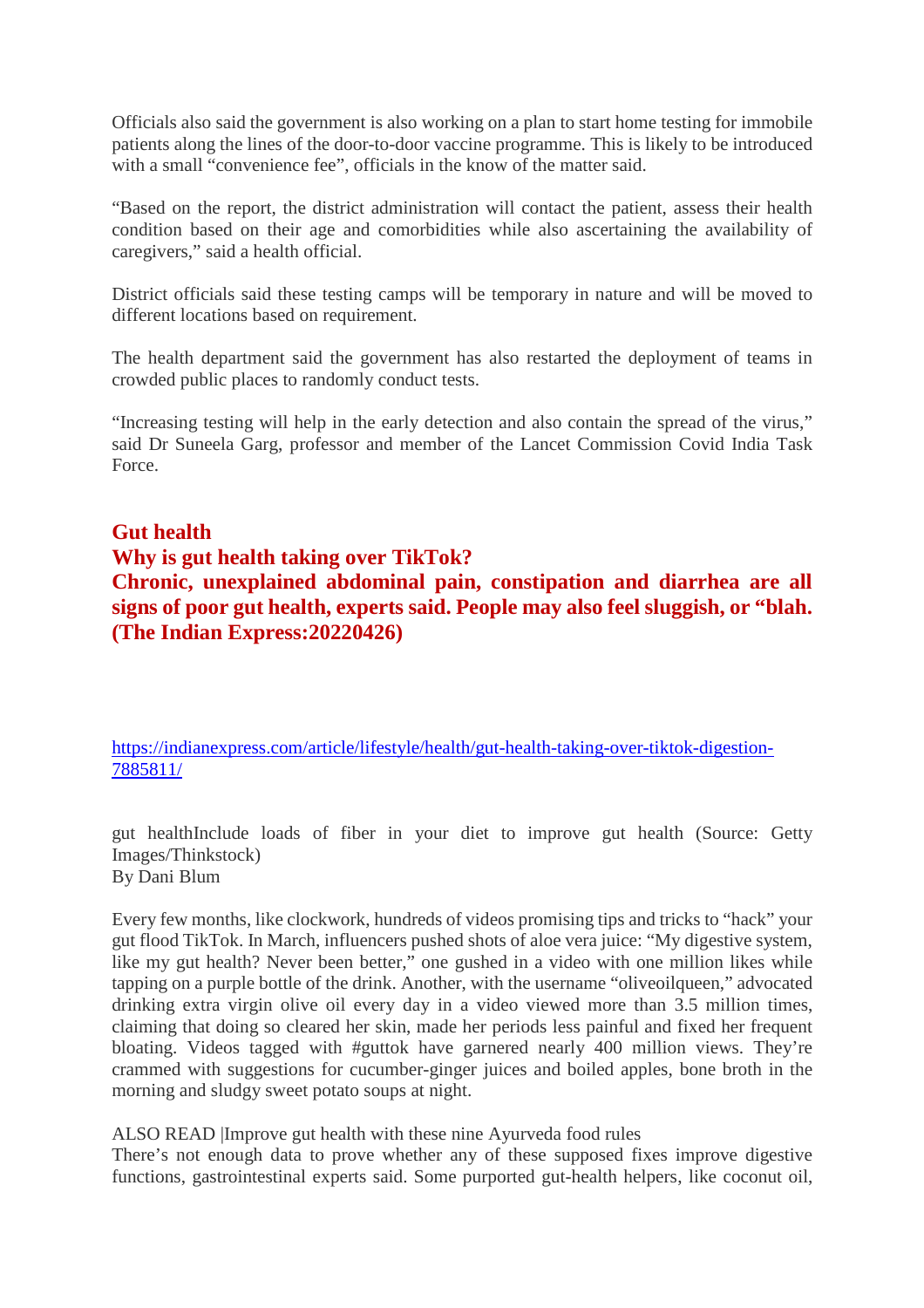Officials also said the government is also working on a plan to start home testing for immobile patients along the lines of the door-to-door vaccine programme. This is likely to be introduced with a small “convenience fee”, officials in the know of the matter said.

“Based on the report, the district administration will contact the patient, assess their health condition based on their age and comorbidities while also ascertaining the availability of caregivers,” said a health official.

District officials said these testing camps will be temporary in nature and will be moved to different locations based on requirement.

The health department said the government has also restarted the deployment of teams in crowded public places to randomly conduct tests.

“Increasing testing will help in the early detection and also contain the spread of the virus,” said Dr Suneela Garg, professor and member of the Lancet Commission Covid India Task Force.

## Gut health
## Why is gut health taking over TikTok?
## Chronic, unexplained abdominal pain, constipation and diarrhea are all signs of poor gut health, experts said. People may also feel sluggish, or “blah. (The Indian Express:20220426)

https://indianexpress.com/article/lifestyle/health/gut-health-taking-over-tiktok-digestion-7885811/

gut healthInclude loads of fiber in your diet to improve gut health (Source: Getty Images/Thinkstock)
By Dani Blum

Every few months, like clockwork, hundreds of videos promising tips and tricks to “hack” your gut flood TikTok. In March, influencers pushed shots of aloe vera juice: “My digestive system, like my gut health? Never been better,” one gushed in a video with one million likes while tapping on a purple bottle of the drink. Another, with the username “oliveoilqueen,” advocated drinking extra virgin olive oil every day in a video viewed more than 3.5 million times, claiming that doing so cleared her skin, made her periods less painful and fixed her frequent bloating. Videos tagged with #guttok have garnered nearly 400 million views. They’re crammed with suggestions for cucumber-ginger juices and boiled apples, bone broth in the morning and sludgy sweet potato soups at night.

ALSO READ |Improve gut health with these nine Ayurveda food rules
There’s not enough data to prove whether any of these supposed fixes improve digestive functions, gastrointestinal experts said. Some purported gut-health helpers, like coconut oil,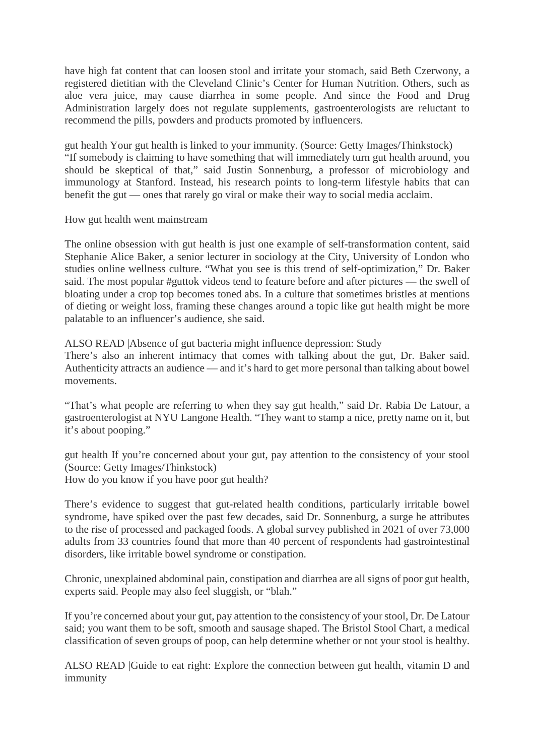have high fat content that can loosen stool and irritate your stomach, said Beth Czerwony, a registered dietitian with the Cleveland Clinic's Center for Human Nutrition. Others, such as aloe vera juice, may cause diarrhea in some people. And since the Food and Drug Administration largely does not regulate supplements, gastroenterologists are reluctant to recommend the pills, powders and products promoted by influencers.

gut health Your gut health is linked to your immunity. (Source: Getty Images/Thinkstock)
"If somebody is claiming to have something that will immediately turn gut health around, you should be skeptical of that," said Justin Sonnenburg, a professor of microbiology and immunology at Stanford. Instead, his research points to long-term lifestyle habits that can benefit the gut — ones that rarely go viral or make their way to social media acclaim.

## How gut health went mainstream

The online obsession with gut health is just one example of self-transformation content, said Stephanie Alice Baker, a senior lecturer in sociology at the City, University of London who studies online wellness culture. "What you see is this trend of self-optimization," Dr. Baker said. The most popular #guttok videos tend to feature before and after pictures — the swell of bloating under a crop top becomes toned abs. In a culture that sometimes bristles at mentions of dieting or weight loss, framing these changes around a topic like gut health might be more palatable to an influencer's audience, she said.

ALSO READ |Absence of gut bacteria might influence depression: Study
There's also an inherent intimacy that comes with talking about the gut, Dr. Baker said. Authenticity attracts an audience — and it's hard to get more personal than talking about bowel movements.

"That's what people are referring to when they say gut health," said Dr. Rabia De Latour, a gastroenterologist at NYU Langone Health. "They want to stamp a nice, pretty name on it, but it's about pooping."

gut health If you're concerned about your gut, pay attention to the consistency of your stool (Source: Getty Images/Thinkstock)

## How do you know if you have poor gut health?

There's evidence to suggest that gut-related health conditions, particularly irritable bowel syndrome, have spiked over the past few decades, said Dr. Sonnenburg, a surge he attributes to the rise of processed and packaged foods. A global survey published in 2021 of over 73,000 adults from 33 countries found that more than 40 percent of respondents had gastrointestinal disorders, like irritable bowel syndrome or constipation.

Chronic, unexplained abdominal pain, constipation and diarrhea are all signs of poor gut health, experts said. People may also feel sluggish, or "blah."

If you're concerned about your gut, pay attention to the consistency of your stool, Dr. De Latour said; you want them to be soft, smooth and sausage shaped. The Bristol Stool Chart, a medical classification of seven groups of poop, can help determine whether or not your stool is healthy.

ALSO READ |Guide to eat right: Explore the connection between gut health, vitamin D and immunity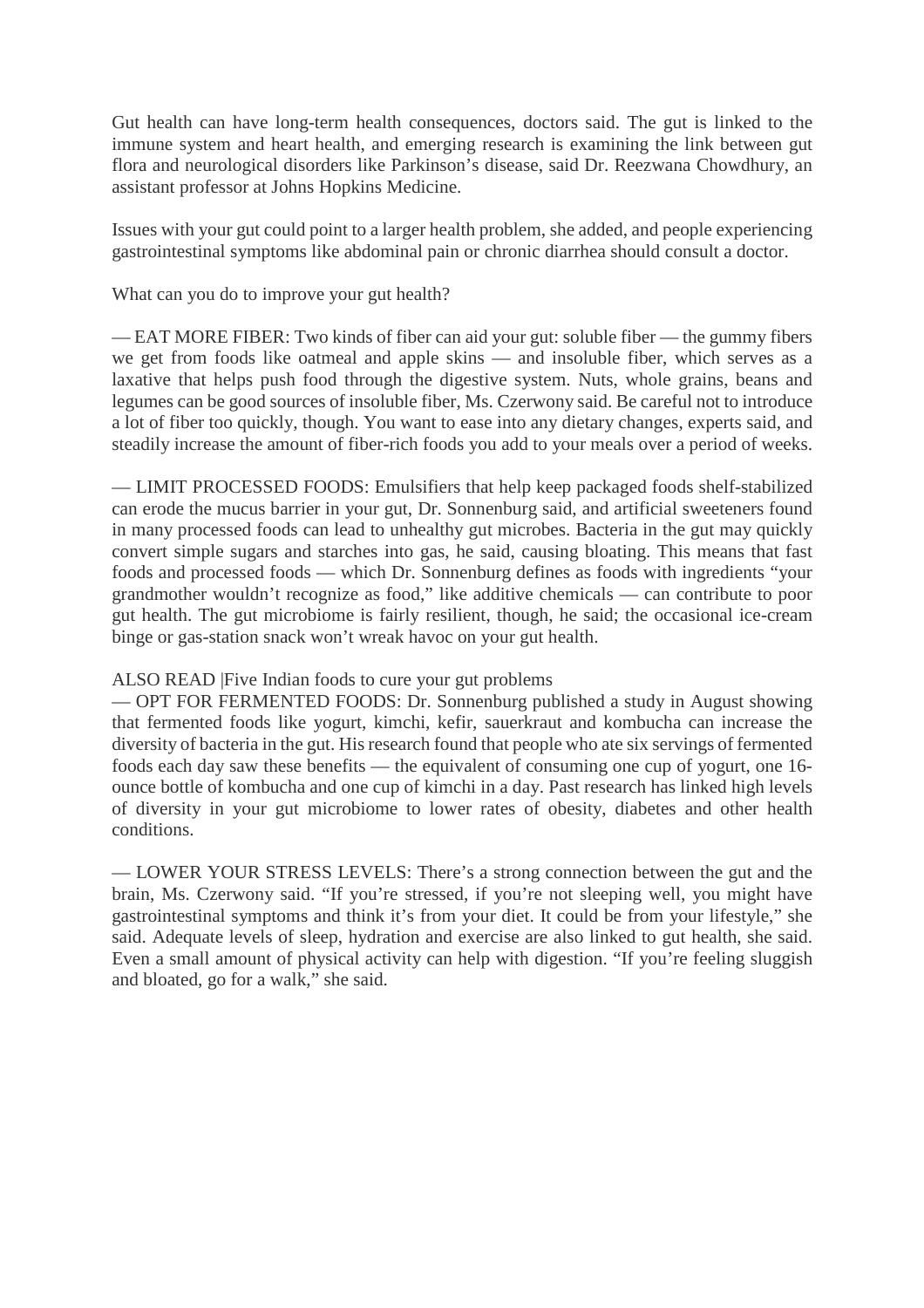Gut health can have long-term health consequences, doctors said. The gut is linked to the immune system and heart health, and emerging research is examining the link between gut flora and neurological disorders like Parkinson's disease, said Dr. Reezwana Chowdhury, an assistant professor at Johns Hopkins Medicine.

Issues with your gut could point to a larger health problem, she added, and people experiencing gastrointestinal symptoms like abdominal pain or chronic diarrhea should consult a doctor.

What can you do to improve your gut health?

— EAT MORE FIBER: Two kinds of fiber can aid your gut: soluble fiber — the gummy fibers we get from foods like oatmeal and apple skins — and insoluble fiber, which serves as a laxative that helps push food through the digestive system. Nuts, whole grains, beans and legumes can be good sources of insoluble fiber, Ms. Czerwony said. Be careful not to introduce a lot of fiber too quickly, though. You want to ease into any dietary changes, experts said, and steadily increase the amount of fiber-rich foods you add to your meals over a period of weeks.

— LIMIT PROCESSED FOODS: Emulsifiers that help keep packaged foods shelf-stabilized can erode the mucus barrier in your gut, Dr. Sonnenburg said, and artificial sweeteners found in many processed foods can lead to unhealthy gut microbes. Bacteria in the gut may quickly convert simple sugars and starches into gas, he said, causing bloating. This means that fast foods and processed foods — which Dr. Sonnenburg defines as foods with ingredients "your grandmother wouldn't recognize as food," like additive chemicals — can contribute to poor gut health. The gut microbiome is fairly resilient, though, he said; the occasional ice-cream binge or gas-station snack won't wreak havoc on your gut health.

ALSO READ |Five Indian foods to cure your gut problems

— OPT FOR FERMENTED FOODS: Dr. Sonnenburg published a study in August showing that fermented foods like yogurt, kimchi, kefir, sauerkraut and kombucha can increase the diversity of bacteria in the gut. His research found that people who ate six servings of fermented foods each day saw these benefits — the equivalent of consuming one cup of yogurt, one 16-ounce bottle of kombucha and one cup of kimchi in a day. Past research has linked high levels of diversity in your gut microbiome to lower rates of obesity, diabetes and other health conditions.

— LOWER YOUR STRESS LEVELS: There's a strong connection between the gut and the brain, Ms. Czerwony said. "If you're stressed, if you're not sleeping well, you might have gastrointestinal symptoms and think it's from your diet. It could be from your lifestyle," she said. Adequate levels of sleep, hydration and exercise are also linked to gut health, she said. Even a small amount of physical activity can help with digestion. "If you're feeling sluggish and bloated, go for a walk," she said.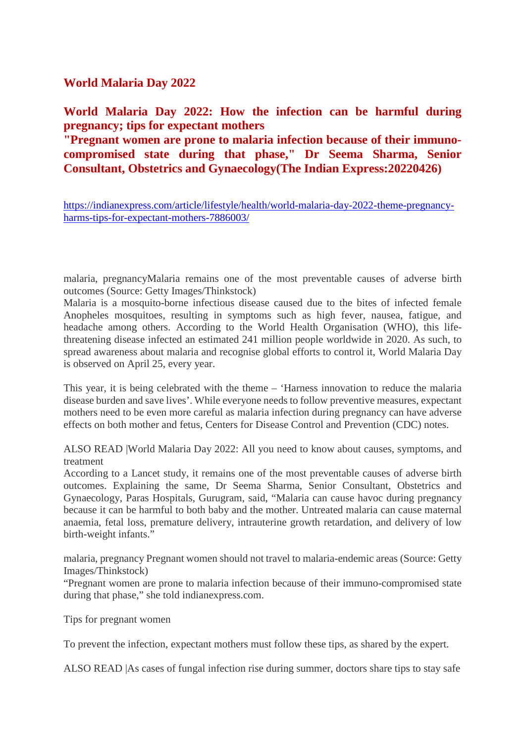## World Malaria Day 2022

## World Malaria Day 2022: How the infection can be harmful during pregnancy; tips for expectant mothers

## "Pregnant women are prone to malaria infection because of their immuno-compromised state during that phase," Dr Seema Sharma, Senior Consultant, Obstetrics and Gynaecology(The Indian Express:20220426)

https://indianexpress.com/article/lifestyle/health/world-malaria-day-2022-theme-pregnancy-harms-tips-for-expectant-mothers-7886003/

malaria, pregnancyMalaria remains one of the most preventable causes of adverse birth outcomes (Source: Getty Images/Thinkstock)

Malaria is a mosquito-borne infectious disease caused due to the bites of infected female Anopheles mosquitoes, resulting in symptoms such as high fever, nausea, fatigue, and headache among others. According to the World Health Organisation (WHO), this life-threatening disease infected an estimated 241 million people worldwide in 2020. As such, to spread awareness about malaria and recognise global efforts to control it, World Malaria Day is observed on April 25, every year.

This year, it is being celebrated with the theme – 'Harness innovation to reduce the malaria disease burden and save lives'. While everyone needs to follow preventive measures, expectant mothers need to be even more careful as malaria infection during pregnancy can have adverse effects on both mother and fetus, Centers for Disease Control and Prevention (CDC) notes.

ALSO READ |World Malaria Day 2022: All you need to know about causes, symptoms, and treatment

According to a Lancet study, it remains one of the most preventable causes of adverse birth outcomes. Explaining the same, Dr Seema Sharma, Senior Consultant, Obstetrics and Gynaecology, Paras Hospitals, Gurugram, said, "Malaria can cause havoc during pregnancy because it can be harmful to both baby and the mother. Untreated malaria can cause maternal anaemia, fetal loss, premature delivery, intrauterine growth retardation, and delivery of low birth-weight infants."

malaria, pregnancy Pregnant women should not travel to malaria-endemic areas (Source: Getty Images/Thinkstock)

"Pregnant women are prone to malaria infection because of their immuno-compromised state during that phase," she told indianexpress.com.

Tips for pregnant women

To prevent the infection, expectant mothers must follow these tips, as shared by the expert.

ALSO READ |As cases of fungal infection rise during summer, doctors share tips to stay safe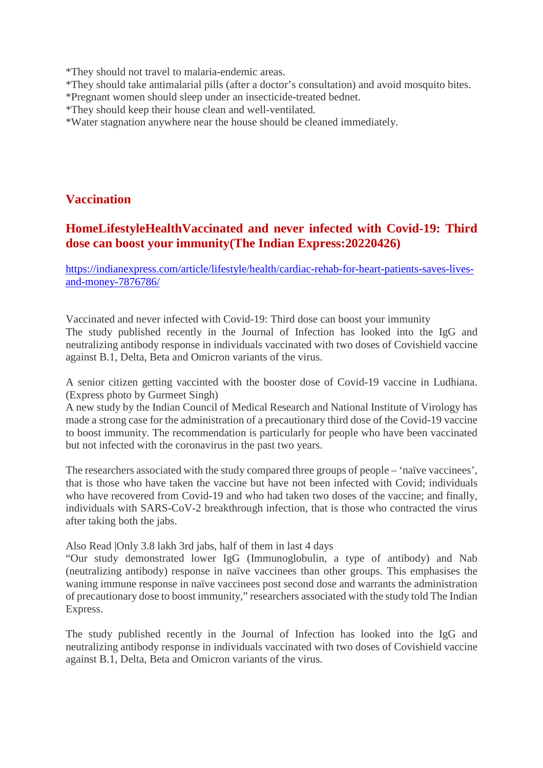*They should not travel to malaria-endemic areas.
*They should take antimalarial pills (after a doctor's consultation) and avoid mosquito bites.
*Pregnant women should sleep under an insecticide-treated bednet.
*They should keep their house clean and well-ventilated.
*Water stagnation anywhere near the house should be cleaned immediately.

## Vaccination

### HomeLifestyleHealthVaccinated and never infected with Covid-19: Third dose can boost your immunity(The Indian Express:20220426)

https://indianexpress.com/article/lifestyle/health/cardiac-rehab-for-heart-patients-saves-lives-and-money-7876786/

Vaccinated and never infected with Covid-19: Third dose can boost your immunity
The study published recently in the Journal of Infection has looked into the IgG and neutralizing antibody response in individuals vaccinated with two doses of Covishield vaccine against B.1, Delta, Beta and Omicron variants of the virus.

A senior citizen getting vaccinted with the booster dose of Covid-19 vaccine in Ludhiana. (Express photo by Gurmeet Singh)
A new study by the Indian Council of Medical Research and National Institute of Virology has made a strong case for the administration of a precautionary third dose of the Covid-19 vaccine to boost immunity. The recommendation is particularly for people who have been vaccinated but not infected with the coronavirus in the past two years.

The researchers associated with the study compared three groups of people – 'naïve vaccinees', that is those who have taken the vaccine but have not been infected with Covid; individuals who have recovered from Covid-19 and who had taken two doses of the vaccine; and finally, individuals with SARS-CoV-2 breakthrough infection, that is those who contracted the virus after taking both the jabs.

Also Read |Only 3.8 lakh 3rd jabs, half of them in last 4 days
"Our study demonstrated lower IgG (Immunoglobulin, a type of antibody) and Nab (neutralizing antibody) response in naïve vaccinees than other groups. This emphasises the waning immune response in naïve vaccinees post second dose and warrants the administration of precautionary dose to boost immunity," researchers associated with the study told The Indian Express.

The study published recently in the Journal of Infection has looked into the IgG and neutralizing antibody response in individuals vaccinated with two doses of Covishield vaccine against B.1, Delta, Beta and Omicron variants of the virus.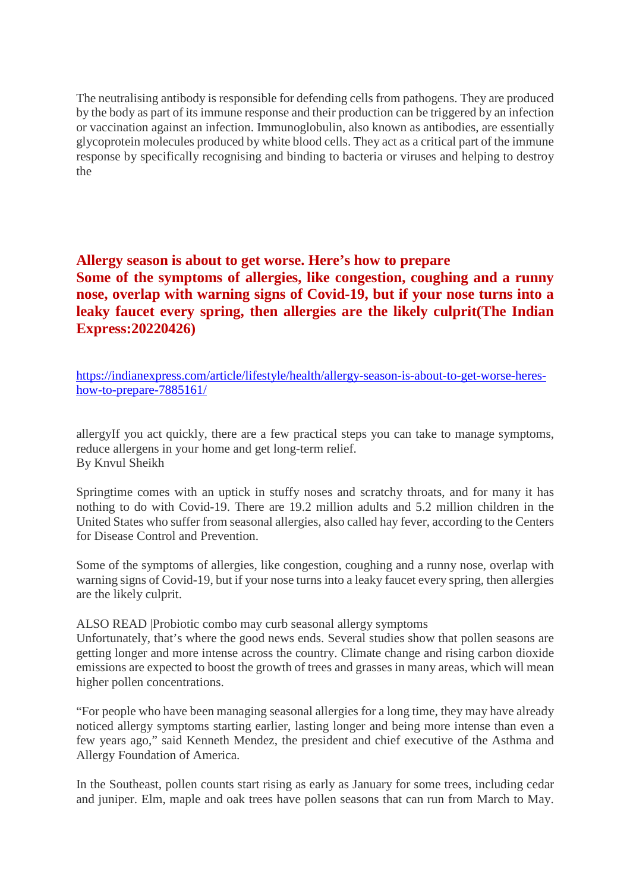The neutralising antibody is responsible for defending cells from pathogens. They are produced by the body as part of its immune response and their production can be triggered by an infection or vaccination against an infection. Immunoglobulin, also known as antibodies, are essentially glycoprotein molecules produced by white blood cells. They act as a critical part of the immune response by specifically recognising and binding to bacteria or viruses and helping to destroy the

## Allergy season is about to get worse. Here's how to prepare
## Some of the symptoms of allergies, like congestion, coughing and a runny nose, overlap with warning signs of Covid-19, but if your nose turns into a leaky faucet every spring, then allergies are the likely culprit(The Indian Express:20220426)

https://indianexpress.com/article/lifestyle/health/allergy-season-is-about-to-get-worse-heres-how-to-prepare-7885161/

allergyIf you act quickly, there are a few practical steps you can take to manage symptoms, reduce allergens in your home and get long-term relief.
By Knvul Sheikh

Springtime comes with an uptick in stuffy noses and scratchy throats, and for many it has nothing to do with Covid-19. There are 19.2 million adults and 5.2 million children in the United States who suffer from seasonal allergies, also called hay fever, according to the Centers for Disease Control and Prevention.

Some of the symptoms of allergies, like congestion, coughing and a runny nose, overlap with warning signs of Covid-19, but if your nose turns into a leaky faucet every spring, then allergies are the likely culprit.

ALSO READ |Probiotic combo may curb seasonal allergy symptoms
Unfortunately, that's where the good news ends. Several studies show that pollen seasons are getting longer and more intense across the country. Climate change and rising carbon dioxide emissions are expected to boost the growth of trees and grasses in many areas, which will mean higher pollen concentrations.

"For people who have been managing seasonal allergies for a long time, they may have already noticed allergy symptoms starting earlier, lasting longer and being more intense than even a few years ago," said Kenneth Mendez, the president and chief executive of the Asthma and Allergy Foundation of America.

In the Southeast, pollen counts start rising as early as January for some trees, including cedar and juniper. Elm, maple and oak trees have pollen seasons that can run from March to May.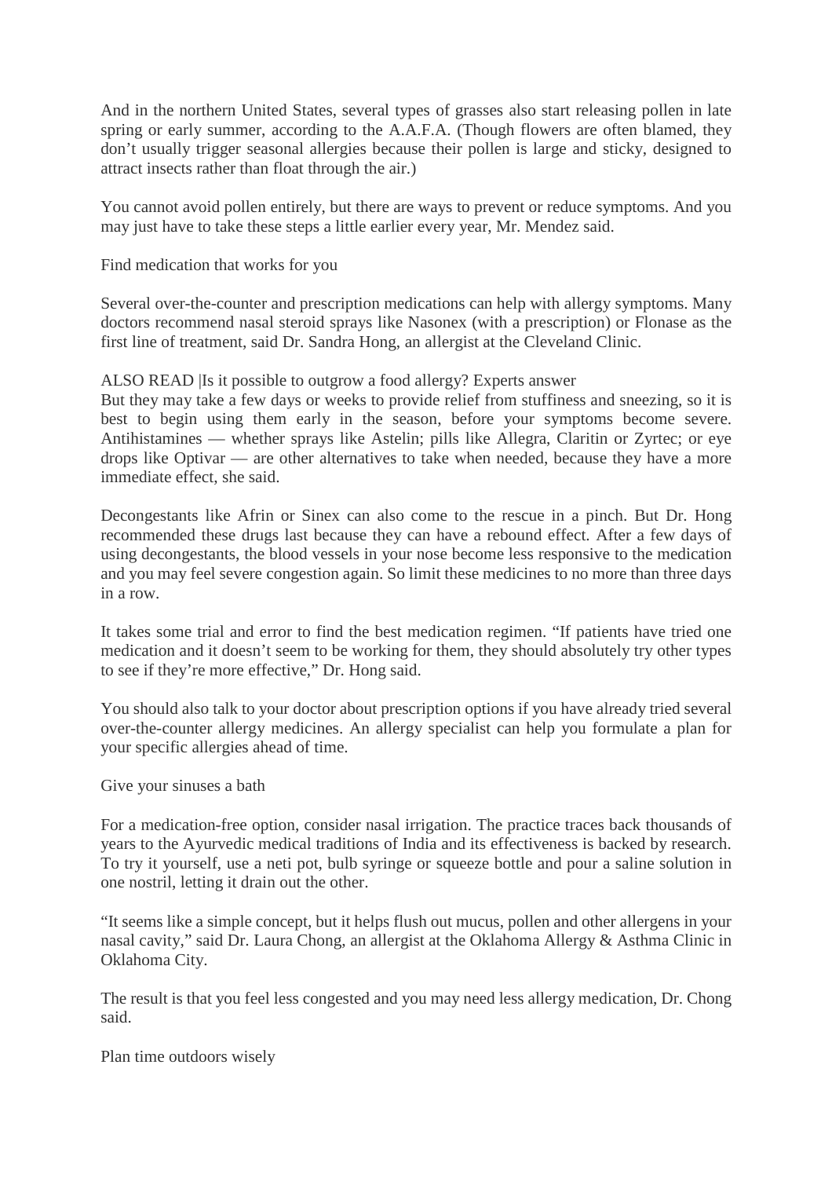And in the northern United States, several types of grasses also start releasing pollen in late spring or early summer, according to the A.A.F.A. (Though flowers are often blamed, they don't usually trigger seasonal allergies because their pollen is large and sticky, designed to attract insects rather than float through the air.)

You cannot avoid pollen entirely, but there are ways to prevent or reduce symptoms. And you may just have to take these steps a little earlier every year, Mr. Mendez said.

## Find medication that works for you

Several over-the-counter and prescription medications can help with allergy symptoms. Many doctors recommend nasal steroid sprays like Nasonex (with a prescription) or Flonase as the first line of treatment, said Dr. Sandra Hong, an allergist at the Cleveland Clinic.

ALSO READ |Is it possible to outgrow a food allergy? Experts answer

But they may take a few days or weeks to provide relief from stuffiness and sneezing, so it is best to begin using them early in the season, before your symptoms become severe. Antihistamines — whether sprays like Astelin; pills like Allegra, Claritin or Zyrtec; or eye drops like Optivar — are other alternatives to take when needed, because they have a more immediate effect, she said.

Decongestants like Afrin or Sinex can also come to the rescue in a pinch. But Dr. Hong recommended these drugs last because they can have a rebound effect. After a few days of using decongestants, the blood vessels in your nose become less responsive to the medication and you may feel severe congestion again. So limit these medicines to no more than three days in a row.

It takes some trial and error to find the best medication regimen. "If patients have tried one medication and it doesn't seem to be working for them, they should absolutely try other types to see if they're more effective," Dr. Hong said.

You should also talk to your doctor about prescription options if you have already tried several over-the-counter allergy medicines. An allergy specialist can help you formulate a plan for your specific allergies ahead of time.

## Give your sinuses a bath

For a medication-free option, consider nasal irrigation. The practice traces back thousands of years to the Ayurvedic medical traditions of India and its effectiveness is backed by research. To try it yourself, use a neti pot, bulb syringe or squeeze bottle and pour a saline solution in one nostril, letting it drain out the other.

"It seems like a simple concept, but it helps flush out mucus, pollen and other allergens in your nasal cavity," said Dr. Laura Chong, an allergist at the Oklahoma Allergy & Asthma Clinic in Oklahoma City.

The result is that you feel less congested and you may need less allergy medication, Dr. Chong said.

## Plan time outdoors wisely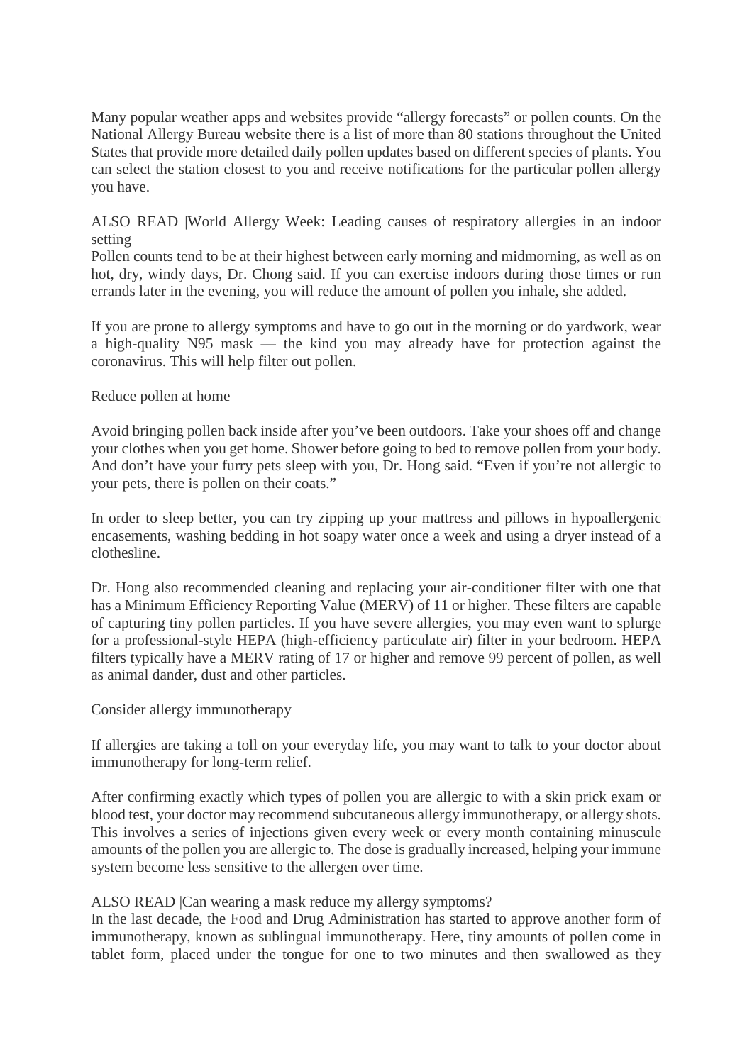Many popular weather apps and websites provide "allergy forecasts" or pollen counts. On the National Allergy Bureau website there is a list of more than 80 stations throughout the United States that provide more detailed daily pollen updates based on different species of plants. You can select the station closest to you and receive notifications for the particular pollen allergy you have.

ALSO READ |World Allergy Week: Leading causes of respiratory allergies in an indoor setting

Pollen counts tend to be at their highest between early morning and midmorning, as well as on hot, dry, windy days, Dr. Chong said. If you can exercise indoors during those times or run errands later in the evening, you will reduce the amount of pollen you inhale, she added.

If you are prone to allergy symptoms and have to go out in the morning or do yardwork, wear a high-quality N95 mask — the kind you may already have for protection against the coronavirus. This will help filter out pollen.

## Reduce pollen at home

Avoid bringing pollen back inside after you've been outdoors. Take your shoes off and change your clothes when you get home. Shower before going to bed to remove pollen from your body. And don't have your furry pets sleep with you, Dr. Hong said. "Even if you're not allergic to your pets, there is pollen on their coats."

In order to sleep better, you can try zipping up your mattress and pillows in hypoallergenic encasements, washing bedding in hot soapy water once a week and using a dryer instead of a clothesline.

Dr. Hong also recommended cleaning and replacing your air-conditioner filter with one that has a Minimum Efficiency Reporting Value (MERV) of 11 or higher. These filters are capable of capturing tiny pollen particles. If you have severe allergies, you may even want to splurge for a professional-style HEPA (high-efficiency particulate air) filter in your bedroom. HEPA filters typically have a MERV rating of 17 or higher and remove 99 percent of pollen, as well as animal dander, dust and other particles.

## Consider allergy immunotherapy

If allergies are taking a toll on your everyday life, you may want to talk to your doctor about immunotherapy for long-term relief.

After confirming exactly which types of pollen you are allergic to with a skin prick exam or blood test, your doctor may recommend subcutaneous allergy immunotherapy, or allergy shots. This involves a series of injections given every week or every month containing minuscule amounts of the pollen you are allergic to. The dose is gradually increased, helping your immune system become less sensitive to the allergen over time.

ALSO READ |Can wearing a mask reduce my allergy symptoms?

In the last decade, the Food and Drug Administration has started to approve another form of immunotherapy, known as sublingual immunotherapy. Here, tiny amounts of pollen come in tablet form, placed under the tongue for one to two minutes and then swallowed as they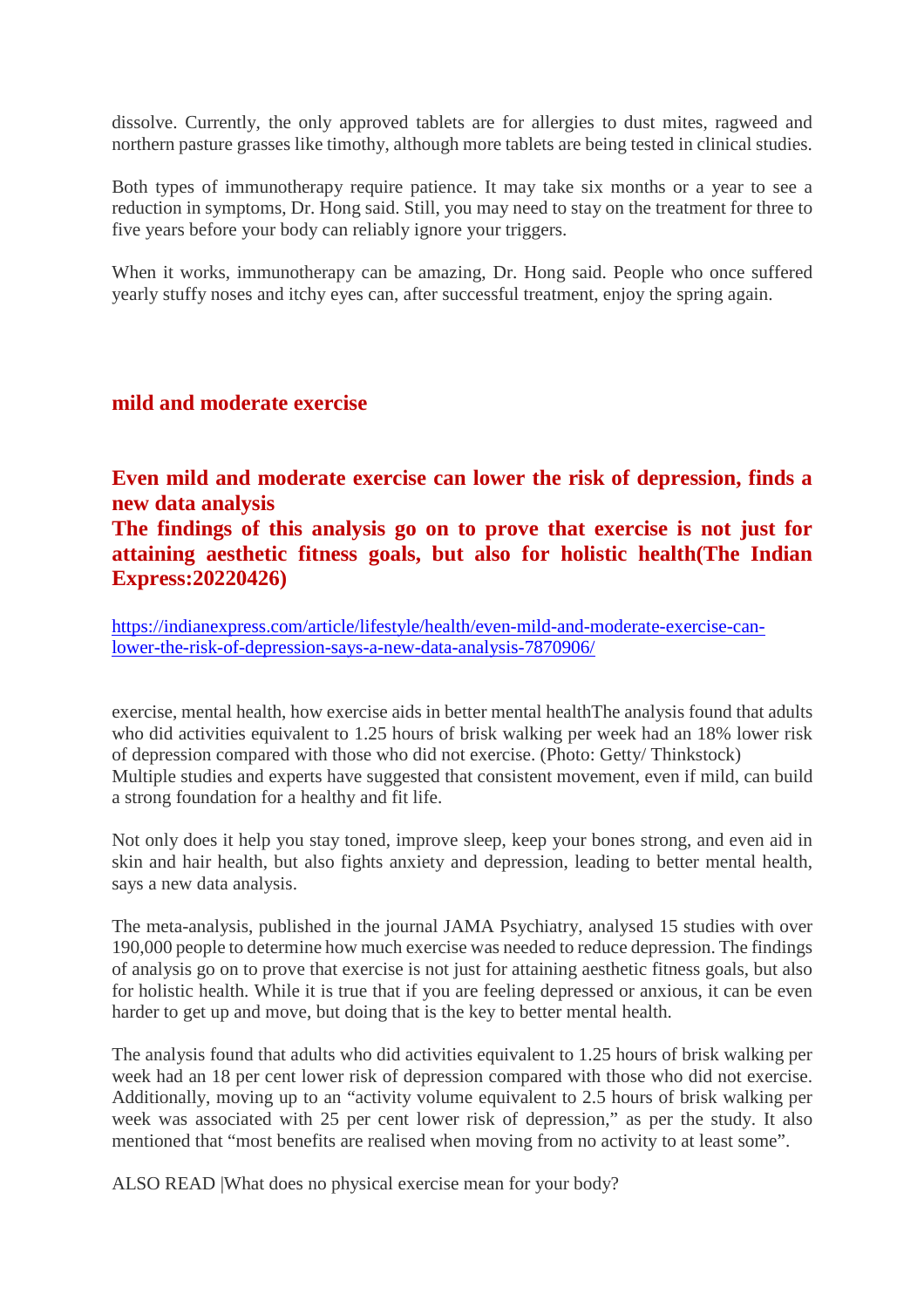dissolve. Currently, the only approved tablets are for allergies to dust mites, ragweed and northern pasture grasses like timothy, although more tablets are being tested in clinical studies.

Both types of immunotherapy require patience. It may take six months or a year to see a reduction in symptoms, Dr. Hong said. Still, you may need to stay on the treatment for three to five years before your body can reliably ignore your triggers.

When it works, immunotherapy can be amazing, Dr. Hong said. People who once suffered yearly stuffy noses and itchy eyes can, after successful treatment, enjoy the spring again.

## mild and moderate exercise

## Even mild and moderate exercise can lower the risk of depression, finds a new data analysis
## The findings of this analysis go on to prove that exercise is not just for attaining aesthetic fitness goals, but also for holistic health(The Indian Express:20220426)

https://indianexpress.com/article/lifestyle/health/even-mild-and-moderate-exercise-can-lower-the-risk-of-depression-says-a-new-data-analysis-7870906/

exercise, mental health, how exercise aids in better mental healthThe analysis found that adults who did activities equivalent to 1.25 hours of brisk walking per week had an 18% lower risk of depression compared with those who did not exercise. (Photo: Getty/ Thinkstock)
Multiple studies and experts have suggested that consistent movement, even if mild, can build a strong foundation for a healthy and fit life.

Not only does it help you stay toned, improve sleep, keep your bones strong, and even aid in skin and hair health, but also fights anxiety and depression, leading to better mental health, says a new data analysis.

The meta-analysis, published in the journal JAMA Psychiatry, analysed 15 studies with over 190,000 people to determine how much exercise was needed to reduce depression. The findings of analysis go on to prove that exercise is not just for attaining aesthetic fitness goals, but also for holistic health. While it is true that if you are feeling depressed or anxious, it can be even harder to get up and move, but doing that is the key to better mental health.

The analysis found that adults who did activities equivalent to 1.25 hours of brisk walking per week had an 18 per cent lower risk of depression compared with those who did not exercise. Additionally, moving up to an "activity volume equivalent to 2.5 hours of brisk walking per week was associated with 25 per cent lower risk of depression," as per the study. It also mentioned that "most benefits are realised when moving from no activity to at least some".

ALSO READ |What does no physical exercise mean for your body?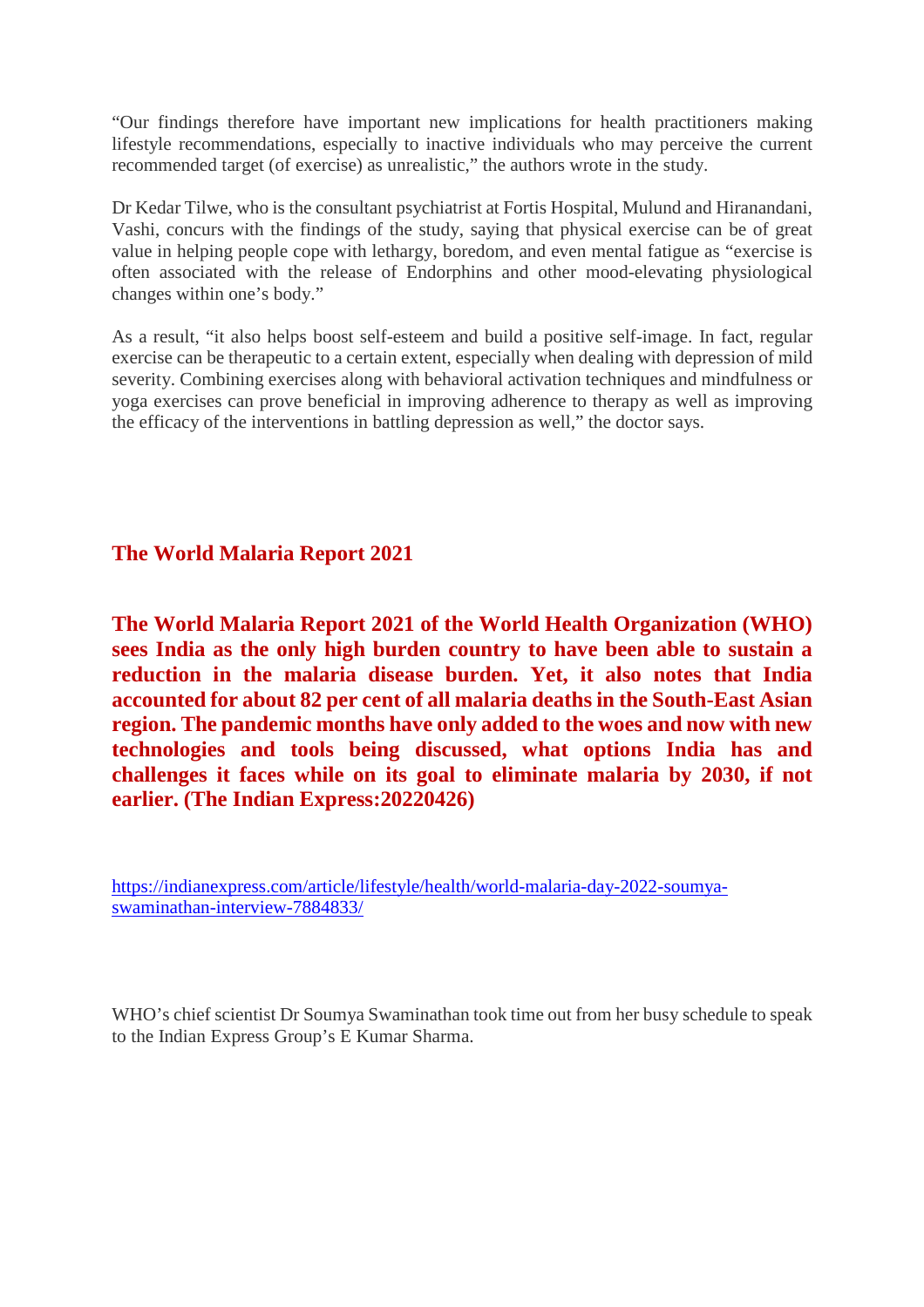"Our findings therefore have important new implications for health practitioners making lifestyle recommendations, especially to inactive individuals who may perceive the current recommended target (of exercise) as unrealistic," the authors wrote in the study.

Dr Kedar Tilwe, who is the consultant psychiatrist at Fortis Hospital, Mulund and Hiranandani, Vashi, concurs with the findings of the study, saying that physical exercise can be of great value in helping people cope with lethargy, boredom, and even mental fatigue as "exercise is often associated with the release of Endorphins and other mood-elevating physiological changes within one's body."

As a result, "it also helps boost self-esteem and build a positive self-image. In fact, regular exercise can be therapeutic to a certain extent, especially when dealing with depression of mild severity. Combining exercises along with behavioral activation techniques and mindfulness or yoga exercises can prove beneficial in improving adherence to therapy as well as improving the efficacy of the interventions in battling depression as well," the doctor says.

## The World Malaria Report 2021

**The World Malaria Report 2021 of the World Health Organization (WHO) sees India as the only high burden country to have been able to sustain a reduction in the malaria disease burden. Yet, it also notes that India accounted for about 82 per cent of all malaria deaths in the South-East Asian region. The pandemic months have only added to the woes and now with new technologies and tools being discussed, what options India has and challenges it faces while on its goal to eliminate malaria by 2030, if not earlier. (The Indian Express:20220426)**

https://indianexpress.com/article/lifestyle/health/world-malaria-day-2022-soumya-swaminathan-interview-7884833/

WHO's chief scientist Dr Soumya Swaminathan took time out from her busy schedule to speak to the Indian Express Group's E Kumar Sharma.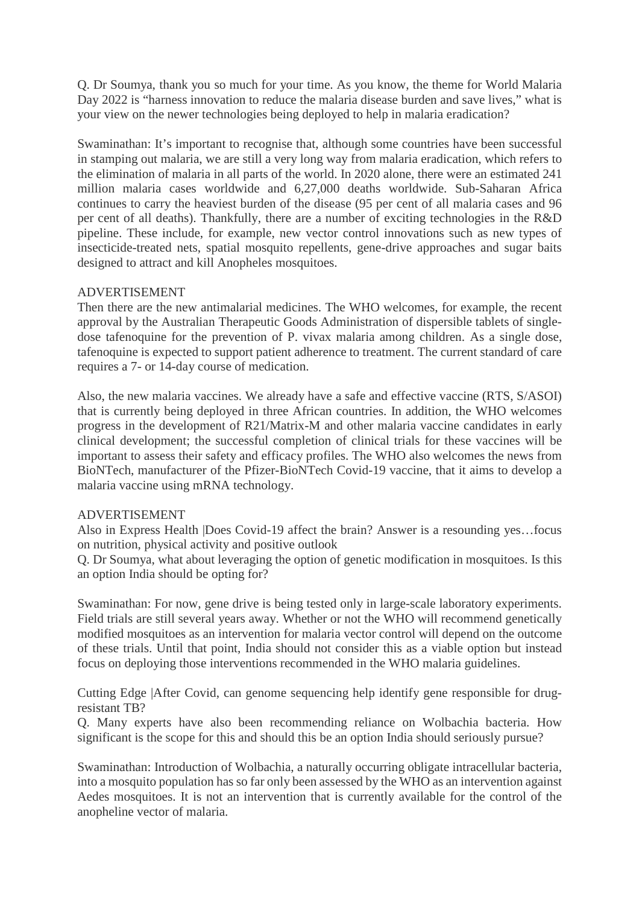Q. Dr Soumya, thank you so much for your time. As you know, the theme for World Malaria Day 2022 is "harness innovation to reduce the malaria disease burden and save lives," what is your view on the newer technologies being deployed to help in malaria eradication?

Swaminathan: It's important to recognise that, although some countries have been successful in stamping out malaria, we are still a very long way from malaria eradication, which refers to the elimination of malaria in all parts of the world. In 2020 alone, there were an estimated 241 million malaria cases worldwide and 6,27,000 deaths worldwide. Sub-Saharan Africa continues to carry the heaviest burden of the disease (95 per cent of all malaria cases and 96 per cent of all deaths). Thankfully, there are a number of exciting technologies in the R&D pipeline. These include, for example, new vector control innovations such as new types of insecticide-treated nets, spatial mosquito repellents, gene-drive approaches and sugar baits designed to attract and kill Anopheles mosquitoes.

ADVERTISEMENT

Then there are the new antimalarial medicines. The WHO welcomes, for example, the recent approval by the Australian Therapeutic Goods Administration of dispersible tablets of single-dose tafenoquine for the prevention of P. vivax malaria among children. As a single dose, tafenoquine is expected to support patient adherence to treatment. The current standard of care requires a 7- or 14-day course of medication.

Also, the new malaria vaccines. We already have a safe and effective vaccine (RTS, S/ASOI) that is currently being deployed in three African countries. In addition, the WHO welcomes progress in the development of R21/Matrix-M and other malaria vaccine candidates in early clinical development; the successful completion of clinical trials for these vaccines will be important to assess their safety and efficacy profiles. The WHO also welcomes the news from BioNTech, manufacturer of the Pfizer-BioNTech Covid-19 vaccine, that it aims to develop a malaria vaccine using mRNA technology.

ADVERTISEMENT

Also in Express Health |Does Covid-19 affect the brain? Answer is a resounding yes…focus on nutrition, physical activity and positive outlook

Q. Dr Soumya, what about leveraging the option of genetic modification in mosquitoes. Is this an option India should be opting for?

Swaminathan: For now, gene drive is being tested only in large-scale laboratory experiments. Field trials are still several years away. Whether or not the WHO will recommend genetically modified mosquitoes as an intervention for malaria vector control will depend on the outcome of these trials. Until that point, India should not consider this as a viable option but instead focus on deploying those interventions recommended in the WHO malaria guidelines.

Cutting Edge |After Covid, can genome sequencing help identify gene responsible for drug-resistant TB?

Q. Many experts have also been recommending reliance on Wolbachia bacteria. How significant is the scope for this and should this be an option India should seriously pursue?

Swaminathan: Introduction of Wolbachia, a naturally occurring obligate intracellular bacteria, into a mosquito population has so far only been assessed by the WHO as an intervention against Aedes mosquitoes. It is not an intervention that is currently available for the control of the anopheline vector of malaria.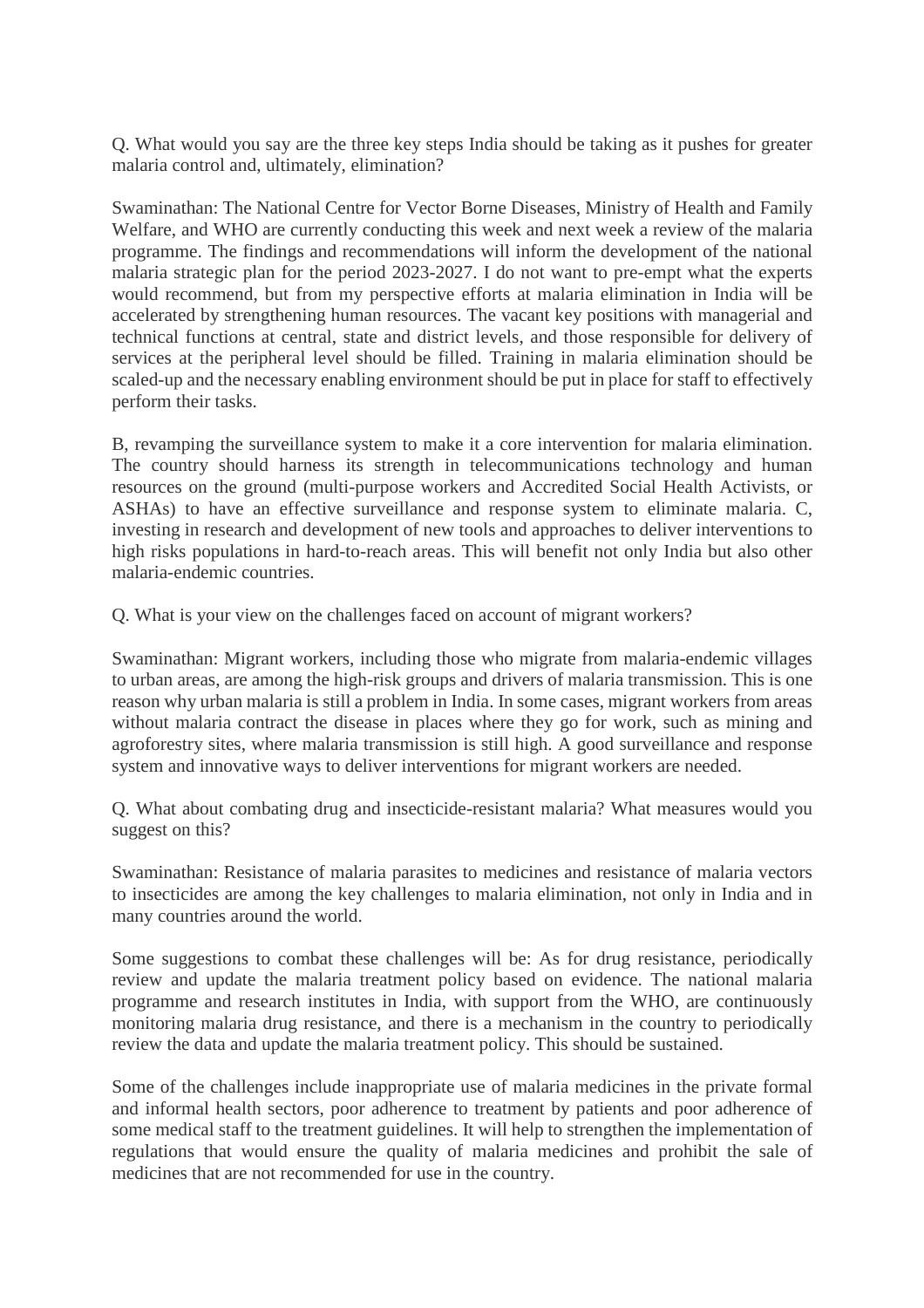Q. What would you say are the three key steps India should be taking as it pushes for greater malaria control and, ultimately, elimination?

Swaminathan: The National Centre for Vector Borne Diseases, Ministry of Health and Family Welfare, and WHO are currently conducting this week and next week a review of the malaria programme. The findings and recommendations will inform the development of the national malaria strategic plan for the period 2023-2027. I do not want to pre-empt what the experts would recommend, but from my perspective efforts at malaria elimination in India will be accelerated by strengthening human resources. The vacant key positions with managerial and technical functions at central, state and district levels, and those responsible for delivery of services at the peripheral level should be filled. Training in malaria elimination should be scaled-up and the necessary enabling environment should be put in place for staff to effectively perform their tasks.

B, revamping the surveillance system to make it a core intervention for malaria elimination. The country should harness its strength in telecommunications technology and human resources on the ground (multi-purpose workers and Accredited Social Health Activists, or ASHAs) to have an effective surveillance and response system to eliminate malaria. C, investing in research and development of new tools and approaches to deliver interventions to high risks populations in hard-to-reach areas. This will benefit not only India but also other malaria-endemic countries.

Q. What is your view on the challenges faced on account of migrant workers?

Swaminathan: Migrant workers, including those who migrate from malaria-endemic villages to urban areas, are among the high-risk groups and drivers of malaria transmission. This is one reason why urban malaria is still a problem in India. In some cases, migrant workers from areas without malaria contract the disease in places where they go for work, such as mining and agroforestry sites, where malaria transmission is still high. A good surveillance and response system and innovative ways to deliver interventions for migrant workers are needed.

Q. What about combating drug and insecticide-resistant malaria? What measures would you suggest on this?

Swaminathan: Resistance of malaria parasites to medicines and resistance of malaria vectors to insecticides are among the key challenges to malaria elimination, not only in India and in many countries around the world.

Some suggestions to combat these challenges will be: As for drug resistance, periodically review and update the malaria treatment policy based on evidence. The national malaria programme and research institutes in India, with support from the WHO, are continuously monitoring malaria drug resistance, and there is a mechanism in the country to periodically review the data and update the malaria treatment policy. This should be sustained.

Some of the challenges include inappropriate use of malaria medicines in the private formal and informal health sectors, poor adherence to treatment by patients and poor adherence of some medical staff to the treatment guidelines. It will help to strengthen the implementation of regulations that would ensure the quality of malaria medicines and prohibit the sale of medicines that are not recommended for use in the country.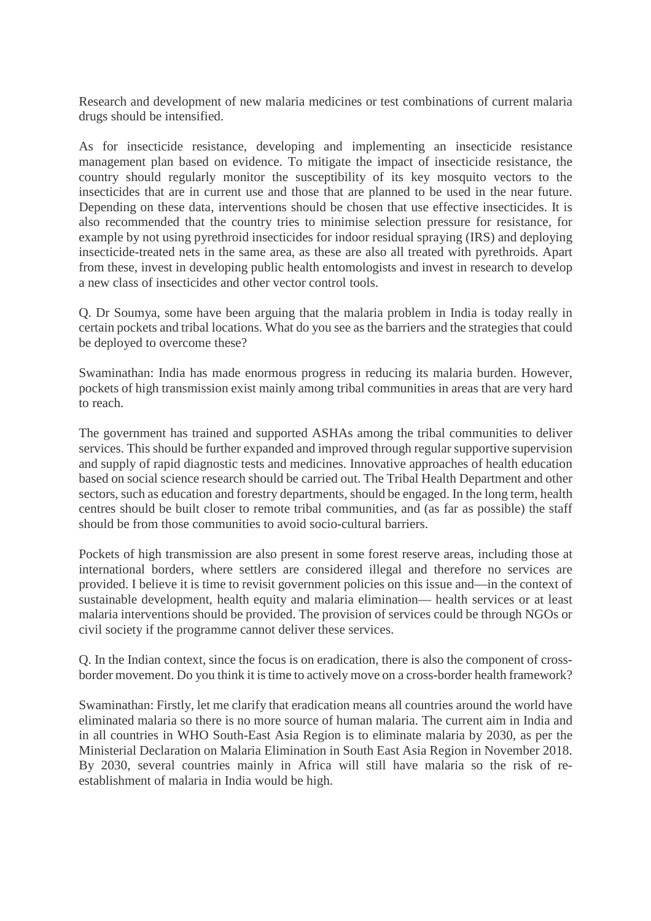Research and development of new malaria medicines or test combinations of current malaria drugs should be intensified.

As for insecticide resistance, developing and implementing an insecticide resistance management plan based on evidence. To mitigate the impact of insecticide resistance, the country should regularly monitor the susceptibility of its key mosquito vectors to the insecticides that are in current use and those that are planned to be used in the near future. Depending on these data, interventions should be chosen that use effective insecticides. It is also recommended that the country tries to minimise selection pressure for resistance, for example by not using pyrethroid insecticides for indoor residual spraying (IRS) and deploying insecticide-treated nets in the same area, as these are also all treated with pyrethroids. Apart from these, invest in developing public health entomologists and invest in research to develop a new class of insecticides and other vector control tools.

Q. Dr Soumya, some have been arguing that the malaria problem in India is today really in certain pockets and tribal locations. What do you see as the barriers and the strategies that could be deployed to overcome these?

Swaminathan: India has made enormous progress in reducing its malaria burden. However, pockets of high transmission exist mainly among tribal communities in areas that are very hard to reach.

The government has trained and supported ASHAs among the tribal communities to deliver services. This should be further expanded and improved through regular supportive supervision and supply of rapid diagnostic tests and medicines. Innovative approaches of health education based on social science research should be carried out. The Tribal Health Department and other sectors, such as education and forestry departments, should be engaged. In the long term, health centres should be built closer to remote tribal communities, and (as far as possible) the staff should be from those communities to avoid socio-cultural barriers.

Pockets of high transmission are also present in some forest reserve areas, including those at international borders, where settlers are considered illegal and therefore no services are provided. I believe it is time to revisit government policies on this issue and—in the context of sustainable development, health equity and malaria elimination— health services or at least malaria interventions should be provided. The provision of services could be through NGOs or civil society if the programme cannot deliver these services.

Q. In the Indian context, since the focus is on eradication, there is also the component of cross-border movement. Do you think it is time to actively move on a cross-border health framework?

Swaminathan: Firstly, let me clarify that eradication means all countries around the world have eliminated malaria so there is no more source of human malaria. The current aim in India and in all countries in WHO South-East Asia Region is to eliminate malaria by 2030, as per the Ministerial Declaration on Malaria Elimination in South East Asia Region in November 2018. By 2030, several countries mainly in Africa will still have malaria so the risk of re-establishment of malaria in India would be high.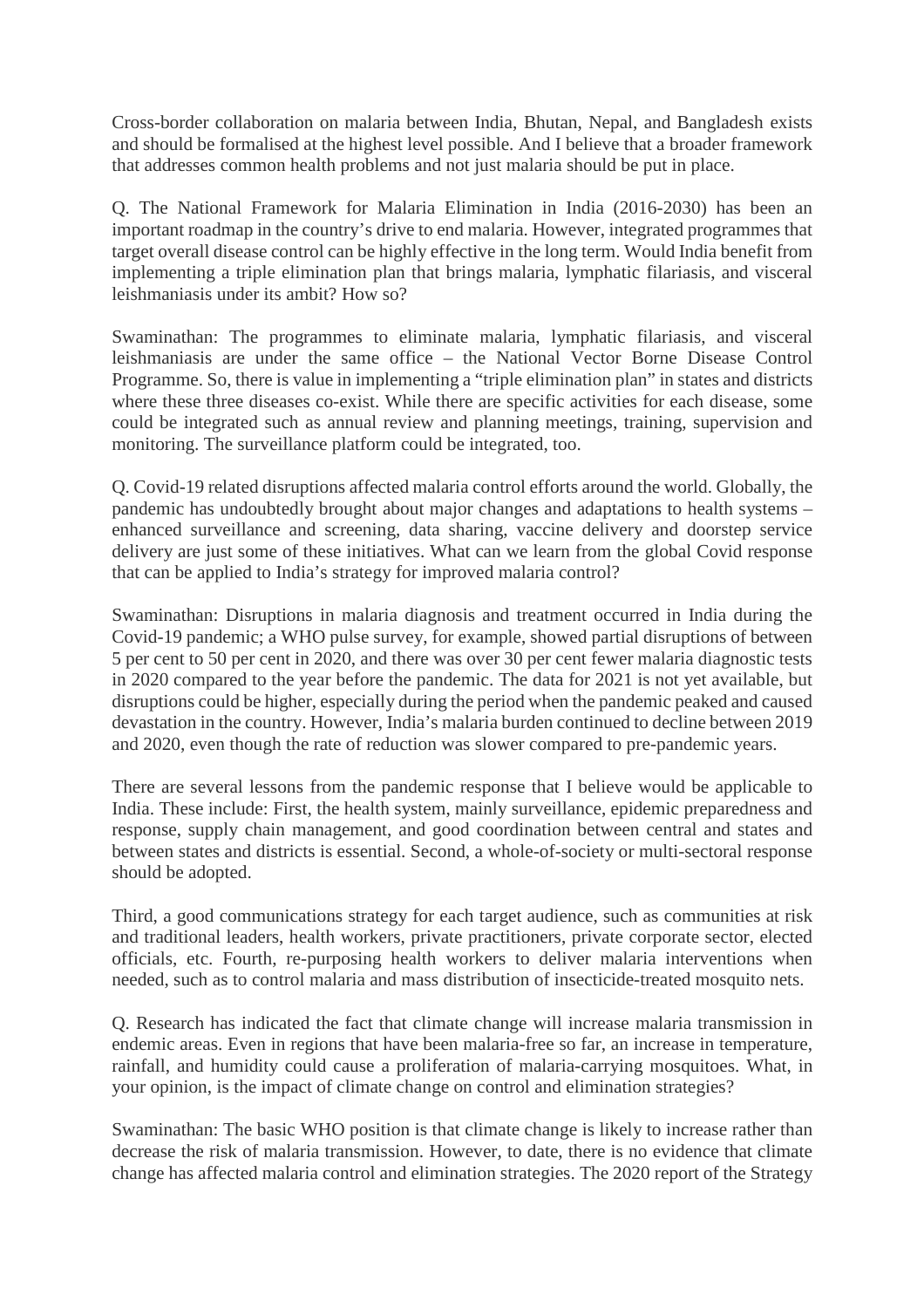Cross-border collaboration on malaria between India, Bhutan, Nepal, and Bangladesh exists and should be formalised at the highest level possible. And I believe that a broader framework that addresses common health problems and not just malaria should be put in place.

Q. The National Framework for Malaria Elimination in India (2016-2030) has been an important roadmap in the country's drive to end malaria. However, integrated programmes that target overall disease control can be highly effective in the long term. Would India benefit from implementing a triple elimination plan that brings malaria, lymphatic filariasis, and visceral leishmaniasis under its ambit? How so?

Swaminathan: The programmes to eliminate malaria, lymphatic filariasis, and visceral leishmaniasis are under the same office – the National Vector Borne Disease Control Programme. So, there is value in implementing a "triple elimination plan" in states and districts where these three diseases co-exist. While there are specific activities for each disease, some could be integrated such as annual review and planning meetings, training, supervision and monitoring. The surveillance platform could be integrated, too.

Q. Covid-19 related disruptions affected malaria control efforts around the world. Globally, the pandemic has undoubtedly brought about major changes and adaptations to health systems – enhanced surveillance and screening, data sharing, vaccine delivery and doorstep service delivery are just some of these initiatives. What can we learn from the global Covid response that can be applied to India's strategy for improved malaria control?

Swaminathan: Disruptions in malaria diagnosis and treatment occurred in India during the Covid-19 pandemic; a WHO pulse survey, for example, showed partial disruptions of between 5 per cent to 50 per cent in 2020, and there was over 30 per cent fewer malaria diagnostic tests in 2020 compared to the year before the pandemic. The data for 2021 is not yet available, but disruptions could be higher, especially during the period when the pandemic peaked and caused devastation in the country. However, India's malaria burden continued to decline between 2019 and 2020, even though the rate of reduction was slower compared to pre-pandemic years.

There are several lessons from the pandemic response that I believe would be applicable to India. These include: First, the health system, mainly surveillance, epidemic preparedness and response, supply chain management, and good coordination between central and states and between states and districts is essential. Second, a whole-of-society or multi-sectoral response should be adopted.

Third, a good communications strategy for each target audience, such as communities at risk and traditional leaders, health workers, private practitioners, private corporate sector, elected officials, etc. Fourth, re-purposing health workers to deliver malaria interventions when needed, such as to control malaria and mass distribution of insecticide-treated mosquito nets.

Q. Research has indicated the fact that climate change will increase malaria transmission in endemic areas. Even in regions that have been malaria-free so far, an increase in temperature, rainfall, and humidity could cause a proliferation of malaria-carrying mosquitoes. What, in your opinion, is the impact of climate change on control and elimination strategies?

Swaminathan: The basic WHO position is that climate change is likely to increase rather than decrease the risk of malaria transmission. However, to date, there is no evidence that climate change has affected malaria control and elimination strategies. The 2020 report of the Strategy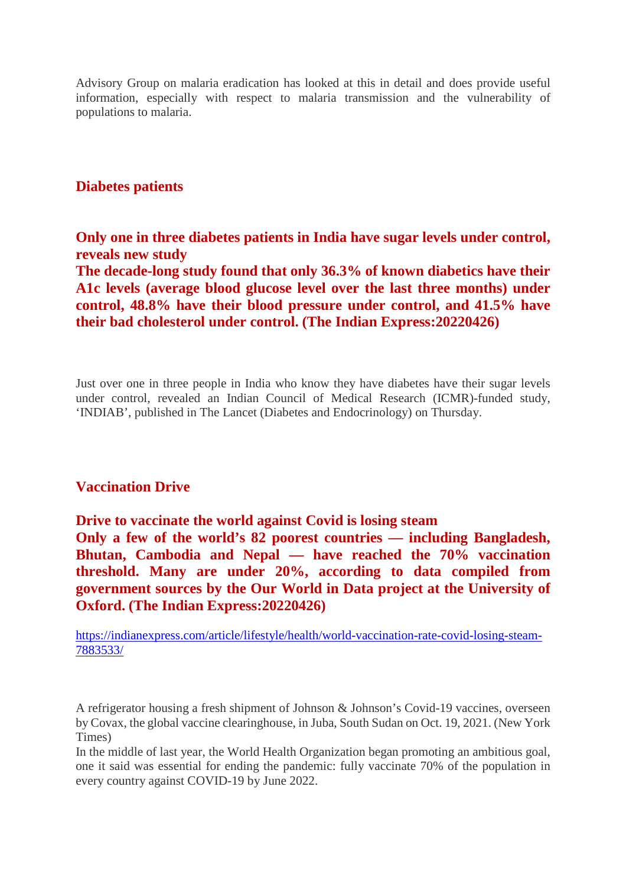Advisory Group on malaria eradication has looked at this in detail and does provide useful information, especially with respect to malaria transmission and the vulnerability of populations to malaria.

## Diabetes patients

**Only one in three diabetes patients in India have sugar levels under control, reveals new study**
**The decade-long study found that only 36.3% of known diabetics have their A1c levels (average blood glucose level over the last three months) under control, 48.8% have their blood pressure under control, and 41.5% have their bad cholesterol under control. (The Indian Express:20220426)**

Just over one in three people in India who know they have diabetes have their sugar levels under control, revealed an Indian Council of Medical Research (ICMR)-funded study, 'INDIAB', published in The Lancet (Diabetes and Endocrinology) on Thursday.

## Vaccination Drive

**Drive to vaccinate the world against Covid is losing steam**
**Only a few of the world's 82 poorest countries — including Bangladesh, Bhutan, Cambodia and Nepal — have reached the 70% vaccination threshold. Many are under 20%, according to data compiled from government sources by the Our World in Data project at the University of Oxford. (The Indian Express:20220426)**

https://indianexpress.com/article/lifestyle/health/world-vaccination-rate-covid-losing-steam-7883533/

A refrigerator housing a fresh shipment of Johnson & Johnson's Covid-19 vaccines, overseen by Covax, the global vaccine clearinghouse, in Juba, South Sudan on Oct. 19, 2021. (New York Times)
In the middle of last year, the World Health Organization began promoting an ambitious goal, one it said was essential for ending the pandemic: fully vaccinate 70% of the population in every country against COVID-19 by June 2022.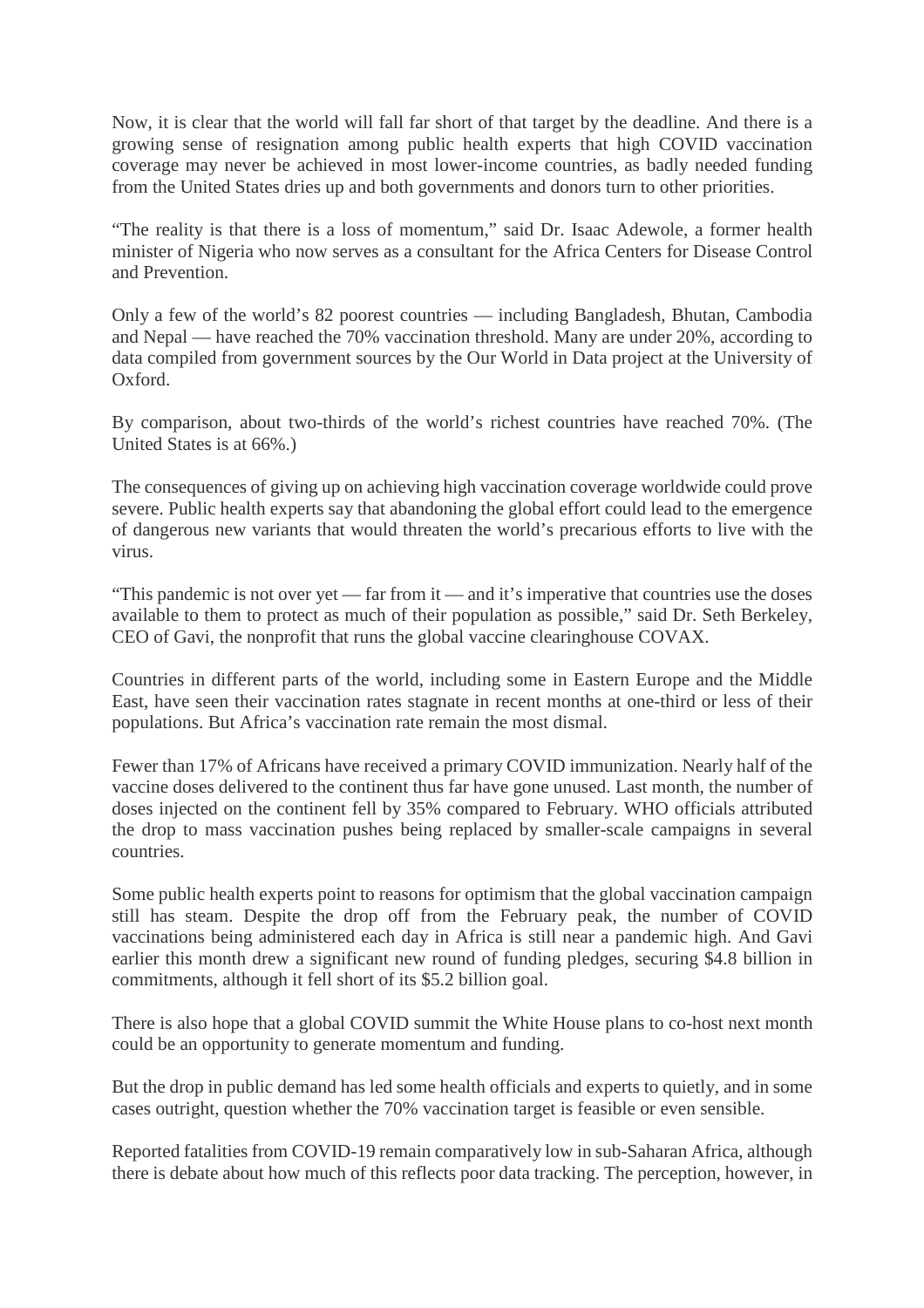Now, it is clear that the world will fall far short of that target by the deadline. And there is a growing sense of resignation among public health experts that high COVID vaccination coverage may never be achieved in most lower-income countries, as badly needed funding from the United States dries up and both governments and donors turn to other priorities.

"The reality is that there is a loss of momentum," said Dr. Isaac Adewole, a former health minister of Nigeria who now serves as a consultant for the Africa Centers for Disease Control and Prevention.

Only a few of the world's 82 poorest countries — including Bangladesh, Bhutan, Cambodia and Nepal — have reached the 70% vaccination threshold. Many are under 20%, according to data compiled from government sources by the Our World in Data project at the University of Oxford.

By comparison, about two-thirds of the world's richest countries have reached 70%. (The United States is at 66%.)

The consequences of giving up on achieving high vaccination coverage worldwide could prove severe. Public health experts say that abandoning the global effort could lead to the emergence of dangerous new variants that would threaten the world's precarious efforts to live with the virus.

"This pandemic is not over yet — far from it — and it's imperative that countries use the doses available to them to protect as much of their population as possible," said Dr. Seth Berkeley, CEO of Gavi, the nonprofit that runs the global vaccine clearinghouse COVAX.

Countries in different parts of the world, including some in Eastern Europe and the Middle East, have seen their vaccination rates stagnate in recent months at one-third or less of their populations. But Africa's vaccination rate remain the most dismal.

Fewer than 17% of Africans have received a primary COVID immunization. Nearly half of the vaccine doses delivered to the continent thus far have gone unused. Last month, the number of doses injected on the continent fell by 35% compared to February. WHO officials attributed the drop to mass vaccination pushes being replaced by smaller-scale campaigns in several countries.

Some public health experts point to reasons for optimism that the global vaccination campaign still has steam. Despite the drop off from the February peak, the number of COVID vaccinations being administered each day in Africa is still near a pandemic high. And Gavi earlier this month drew a significant new round of funding pledges, securing $4.8 billion in commitments, although it fell short of its $5.2 billion goal.

There is also hope that a global COVID summit the White House plans to co-host next month could be an opportunity to generate momentum and funding.

But the drop in public demand has led some health officials and experts to quietly, and in some cases outright, question whether the 70% vaccination target is feasible or even sensible.

Reported fatalities from COVID-19 remain comparatively low in sub-Saharan Africa, although there is debate about how much of this reflects poor data tracking. The perception, however, in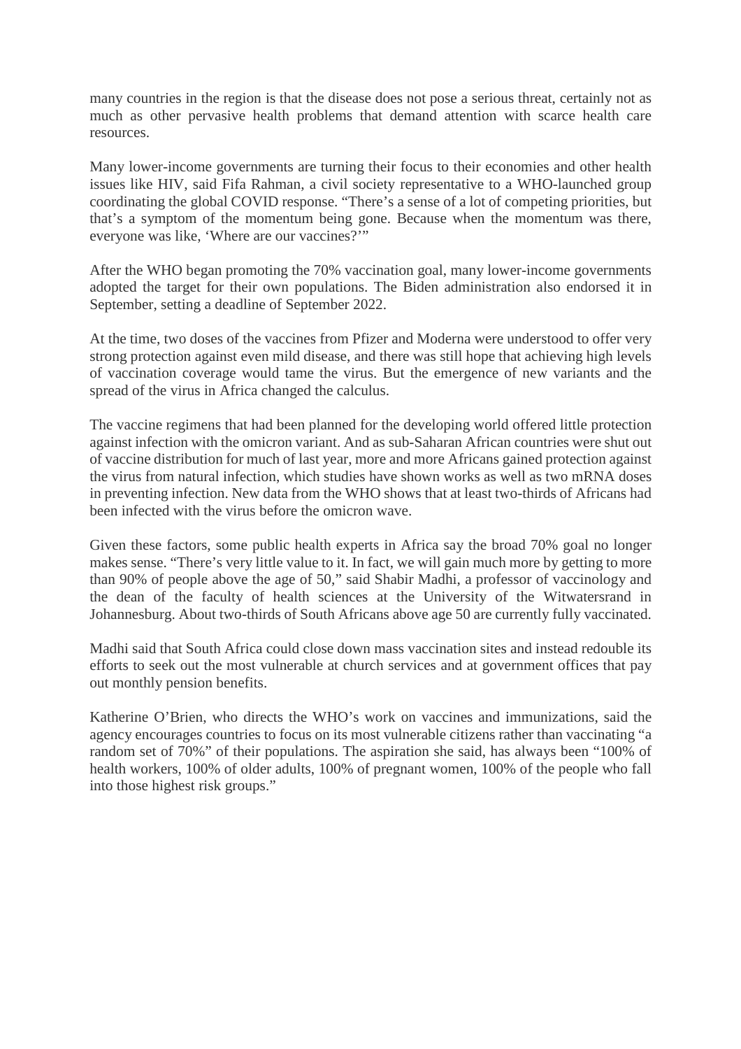many countries in the region is that the disease does not pose a serious threat, certainly not as much as other pervasive health problems that demand attention with scarce health care resources.

Many lower-income governments are turning their focus to their economies and other health issues like HIV, said Fifa Rahman, a civil society representative to a WHO-launched group coordinating the global COVID response. “There’s a sense of a lot of competing priorities, but that’s a symptom of the momentum being gone. Because when the momentum was there, everyone was like, ‘Where are our vaccines?’”

After the WHO began promoting the 70% vaccination goal, many lower-income governments adopted the target for their own populations. The Biden administration also endorsed it in September, setting a deadline of September 2022.

At the time, two doses of the vaccines from Pfizer and Moderna were understood to offer very strong protection against even mild disease, and there was still hope that achieving high levels of vaccination coverage would tame the virus. But the emergence of new variants and the spread of the virus in Africa changed the calculus.

The vaccine regimens that had been planned for the developing world offered little protection against infection with the omicron variant. And as sub-Saharan African countries were shut out of vaccine distribution for much of last year, more and more Africans gained protection against the virus from natural infection, which studies have shown works as well as two mRNA doses in preventing infection. New data from the WHO shows that at least two-thirds of Africans had been infected with the virus before the omicron wave.

Given these factors, some public health experts in Africa say the broad 70% goal no longer makes sense. “There’s very little value to it. In fact, we will gain much more by getting to more than 90% of people above the age of 50,” said Shabir Madhi, a professor of vaccinology and the dean of the faculty of health sciences at the University of the Witwatersrand in Johannesburg. About two-thirds of South Africans above age 50 are currently fully vaccinated.

Madhi said that South Africa could close down mass vaccination sites and instead redouble its efforts to seek out the most vulnerable at church services and at government offices that pay out monthly pension benefits.

Katherine O’Brien, who directs the WHO’s work on vaccines and immunizations, said the agency encourages countries to focus on its most vulnerable citizens rather than vaccinating “a random set of 70%” of their populations. The aspiration she said, has always been “100% of health workers, 100% of older adults, 100% of pregnant women, 100% of the people who fall into those highest risk groups.”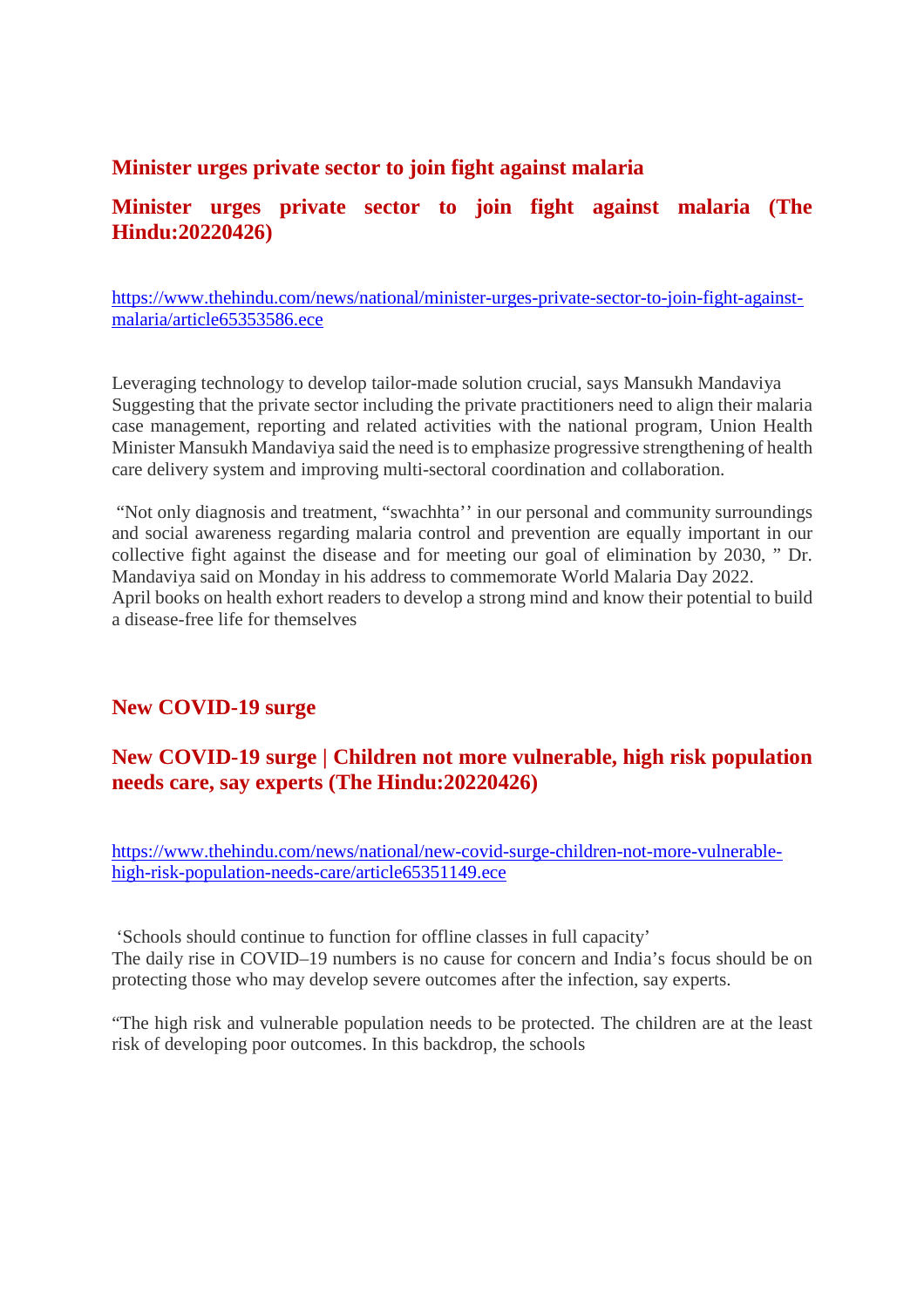## Minister urges private sector to join fight against malaria

## Minister urges private sector to join fight against malaria (The Hindu:20220426)

https://www.thehindu.com/news/national/minister-urges-private-sector-to-join-fight-against-malaria/article65353586.ece

Leveraging technology to develop tailor-made solution crucial, says Mansukh Mandaviya
Suggesting that the private sector including the private practitioners need to align their malaria case management, reporting and related activities with the national program, Union Health Minister Mansukh Mandaviya said the need is to emphasize progressive strengthening of health care delivery system and improving multi-sectoral coordination and collaboration.

"Not only diagnosis and treatment, "swachhta'' in our personal and community surroundings and social awareness regarding malaria control and prevention are equally important in our collective fight against the disease and for meeting our goal of elimination by 2030, " Dr. Mandaviya said on Monday in his address to commemorate World Malaria Day 2022.
April books on health exhort readers to develop a strong mind and know their potential to build a disease-free life for themselves

## New COVID-19 surge

## New COVID-19 surge | Children not more vulnerable, high risk population needs care, say experts (The Hindu:20220426)

https://www.thehindu.com/news/national/new-covid-surge-children-not-more-vulnerable-high-risk-population-needs-care/article65351149.ece

'Schools should continue to function for offline classes in full capacity'
The daily rise in COVID–19 numbers is no cause for concern and India's focus should be on protecting those who may develop severe outcomes after the infection, say experts.

"The high risk and vulnerable population needs to be protected. The children are at the least risk of developing poor outcomes. In this backdrop, the schools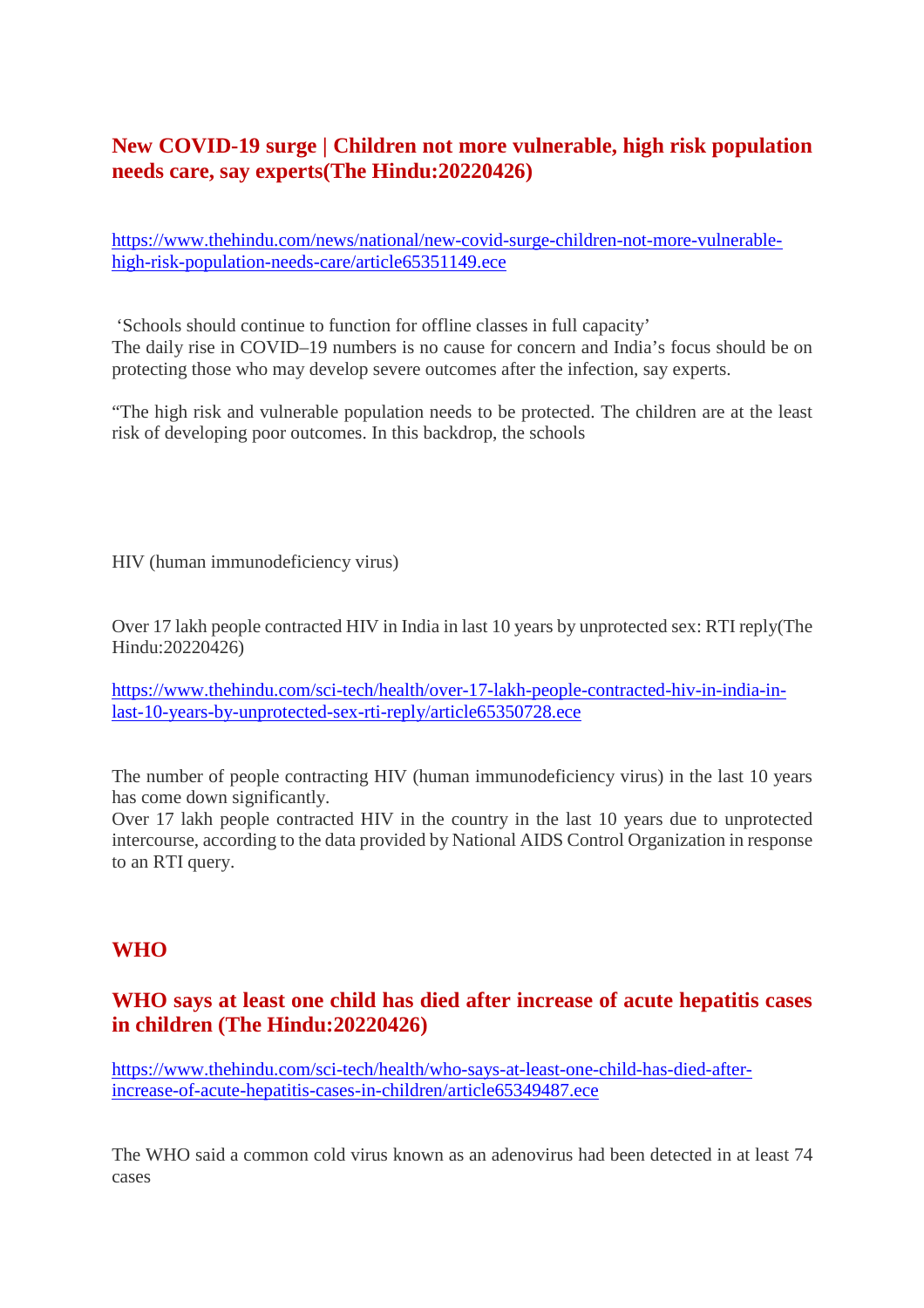## New COVID-19 surge | Children not more vulnerable, high risk population needs care, say experts(The Hindu:20220426)

https://www.thehindu.com/news/national/new-covid-surge-children-not-more-vulnerable-high-risk-population-needs-care/article65351149.ece

'Schools should continue to function for offline classes in full capacity'
The daily rise in COVID–19 numbers is no cause for concern and India's focus should be on protecting those who may develop severe outcomes after the infection, say experts.

"The high risk and vulnerable population needs to be protected. The children are at the least risk of developing poor outcomes. In this backdrop, the schools

HIV (human immunodeficiency virus)

Over 17 lakh people contracted HIV in India in last 10 years by unprotected sex: RTI reply(The Hindu:20220426)

https://www.thehindu.com/sci-tech/health/over-17-lakh-people-contracted-hiv-in-india-in-last-10-years-by-unprotected-sex-rti-reply/article65350728.ece

The number of people contracting HIV (human immunodeficiency virus) in the last 10 years has come down significantly.
Over 17 lakh people contracted HIV in the country in the last 10 years due to unprotected intercourse, according to the data provided by National AIDS Control Organization in response to an RTI query.

## WHO

## WHO says at least one child has died after increase of acute hepatitis cases in children (The Hindu:20220426)

https://www.thehindu.com/sci-tech/health/who-says-at-least-one-child-has-died-after-increase-of-acute-hepatitis-cases-in-children/article65349487.ece

The WHO said a common cold virus known as an adenovirus had been detected in at least 74 cases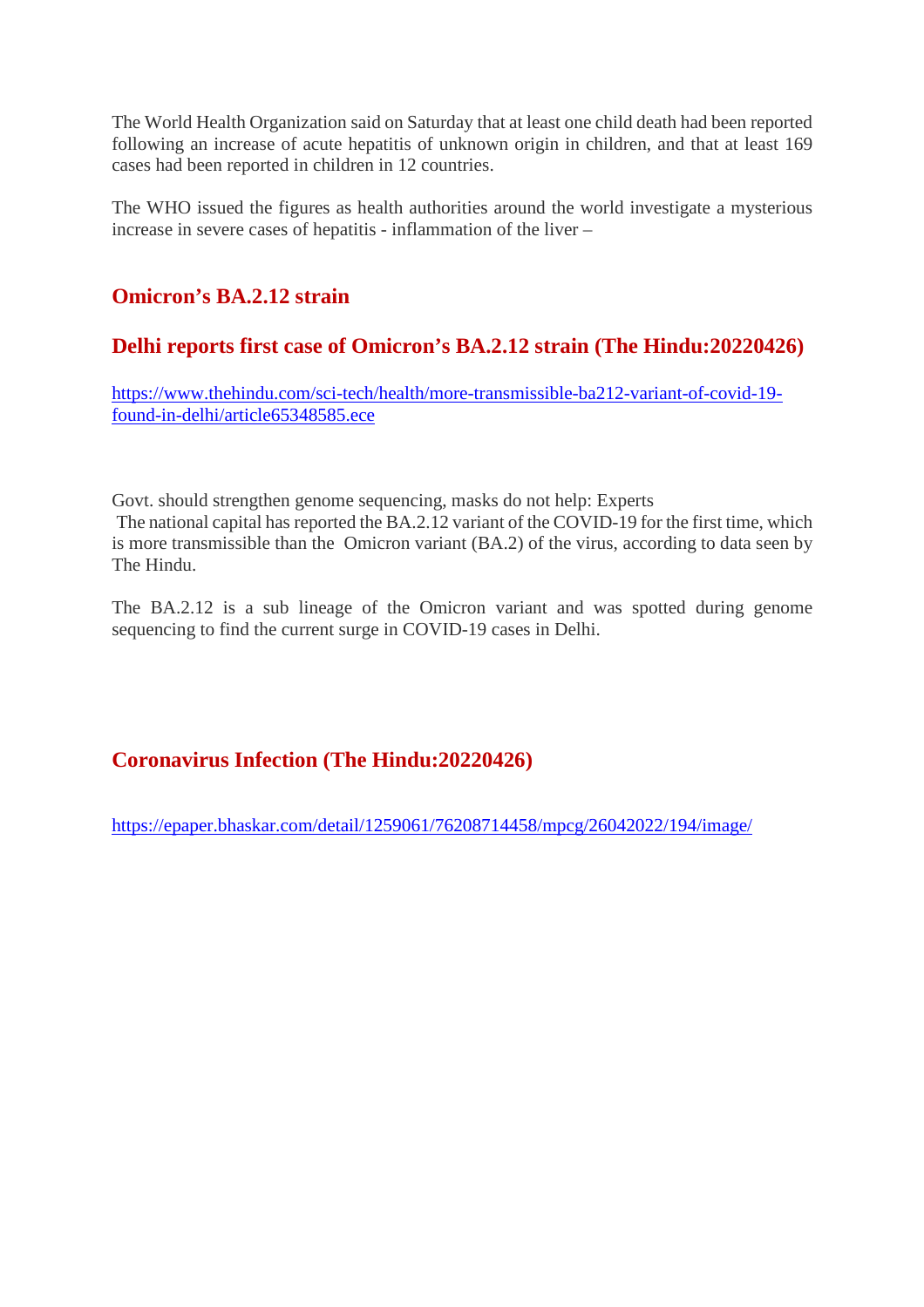The World Health Organization said on Saturday that at least one child death had been reported following an increase of acute hepatitis of unknown origin in children, and that at least 169 cases had been reported in children in 12 countries.

The WHO issued the figures as health authorities around the world investigate a mysterious increase in severe cases of hepatitis - inflammation of the liver –

## Omicron’s BA.2.12 strain

## Delhi reports first case of Omicron’s BA.2.12 strain (The Hindu:20220426)

https://www.thehindu.com/sci-tech/health/more-transmissible-ba212-variant-of-covid-19-found-in-delhi/article65348585.ece

Govt. should strengthen genome sequencing, masks do not help: Experts

The national capital has reported the BA.2.12 variant of the COVID-19 for the first time, which is more transmissible than the Omicron variant (BA.2) of the virus, according to data seen by The Hindu.

The BA.2.12 is a sub lineage of the Omicron variant and was spotted during genome sequencing to find the current surge in COVID-19 cases in Delhi.

## Coronavirus Infection (The Hindu:20220426)

https://epaper.bhaskar.com/detail/1259061/76208714458/mpcg/26042022/194/image/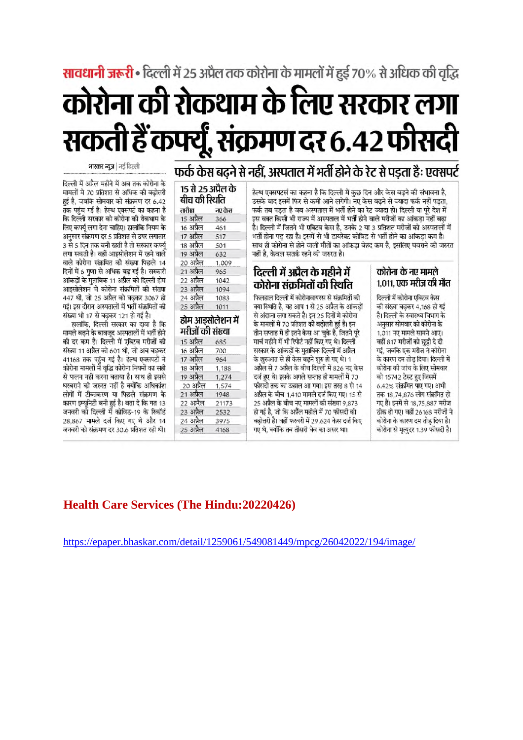**सावधानी जरूरी** • दिल्ली में 25 अप्रैल तक कोरोना के मामलों में हुई 70% से अधिक की वृद्धि

# कोरोना की रोकथाम के लिए सरकार लगा सकती हैं कर्फ्यू, संक्रमण दर 6.42 फीसदी

भास्कर न्यूज | नई दिल्ली

दिल्ली में अप्रैल महीने में अब तक कोरोना के मामलों में 70 प्रतिशत से अधिक की बढ़ोतरी हुई है, जबकि सोमवार को संक्रमण दर 6.42 तक पहुंच गई है। हेल्थ एक्सपर्ट का कहना है कि दिल्ली सरकार को कोरोना की रोकथाम के लिए कर्फ्यू लगा देना चाहिए। हालांकि नियम के अनुसार संक्रमण दर 5 प्रतिशत से ऊपर लगातार 3 से 5 दिन तक बनी रहती है तो सरकार कर्फ्यू लगा सकती है। वहीं आइसोलेशन में रहने वाले कोरोना संक्रमित की संख्या पिछले 14 दिनों में 6 गुणा से अधिक बढ़ गई है। सरकारी आंकड़ों के मुताबिक 11 अप्रैल को दिल्ली होम आइसोलेशन मे कोरोना संक्रमितों की संख्या 447 थी, जो 25 अप्रैल को बढ़कर 3067 हो गई। इस दौरान अस्पतालों में भर्ती संक्रमितों की संख्या भी 17 से बढ़कर 121 हो गई है।

हालांकि, दिल्ली सरकार का दावा है कि मामले बढ़ने के बावजूद अस्पतालों में भर्ती होने की दर कम है। दिल्ली में एक्टिव मरीजों की संख्या 11 अप्रैल को 601 थी, जो अब बढ़कर 41168 तक पहुंच गई है। हेल्थ एक्सपर्टों ने कोरोना मामलों में वृद्धि कोरोना नियमों का सही से पालन नहीं करना बताया है। साथ ही इससे घरबराने की जरुरत नहीं है क्योंकि अधिकांश लोगों में टीकाकरण या पिछले संक्रमण के कारण इम्यूनिटी बनी हुई है। बता दे कि गत 13 जनवरी को दिल्ली में कोविड-19 के रिकॉर्ड 28,867 मामले दर्ज किए गए थे और 14 जनवरी को संक्रमण दर 30.6 प्रतिशत रही थी।

## फर्क केस बढ़ने से नहीं, अस्पताल में भर्ती होने के रेट से पड़ता है: एक्सपर्ट

### 15 से 25 अप्रैल के बीच की स्थिति

| तारीख | नए केस |
|---|---|
| 15 अप्रैल | 366 |
| 16 अप्रैल | 461 |
| 17 अप्रैल | 517 |
| 18 अप्रैल | 501 |
| 19 अप्रैल | 632 |
| 20 अप्रैल | 1,009 |
| 21 अप्रैल | 965 |
| 22 अप्रैल | 1042 |
| 23 अप्रैल | 1094 |
| 24 अप्रैल | 1083 |
| 25 अप्रैल | 1011 |

### होम आइसोलेशन में मरीजों की संख्या

| तारीख | संख्या |
|---|---|
| 15 अप्रैल | 685 |
| 16 अप्रैल | 700 |
| 17 अप्रैल | 964 |
| 18 अप्रैल | 1,188 |
| 19 अप्रैल | 1,274 |
| 20 अप्रैल | 1,574 |
| 21 अप्रैल | 1948 |
| 22 अप्रैल | 21173 |
| 23 अप्रैल | 2532 |
| 24 अप्रैल | 3975 |
| 25 अप्रैल | 4168 |

हेल्थ एक्सपर्टस का कहना है कि दिल्ली में कुछ दिन और केस बढ़ने की संभावना है, उसके बाद इसमें फिर से कमी आने लगेगी। नए केस बढ़ने से ज्यादा फर्क नहीं पड़ता, फर्क तब पड़ता है जब अस्पताल में भर्ती होने का रेट ज्यादा हो। दिल्ली या पूरे देश में इस वक्त किसी भी राज्य में अस्पताल में भर्ती होने वाले मरीजों का आंकड़ा नहीं बढ़ा है। दिल्ली में जितने भी एक्टिव केस है, उनके 2 या 3 प्रतिशत मरीजों को अस्पताल में भर्ती होना पड़ रहा है। इसमें से भी डायरेक्ट कोविड से भर्ती होने का आंकड़ा कम है। साथ ही कोरोना से होने वाली मौतों का आंकड़ा बेहद कम है, इसलिए घबराने की जरुरत नहीं है, केवल सतर्क रहने की जरुरत है।

### दिल्ली में अप्रैल के महीने में कोरोना संक्रमितों की स्थिति

फिलहाल दिल्ली में कोरोनावायरस से संक्रमितों की क्या स्थिति है, यह आप 1 से 25 अप्रैल के आंकड़ों से अंदाजा लगा सकते है। इन 25 दिनों में कोरोना के मामलों में 70 प्रतिशत की बढ़ोतरी हुई है। इन तीन सप्ताह में ही इतने केस आ चुके है, जितने पूरे मार्च महीने में भी रिपोर्ट नहीं किए गए थे। दिल्ली सरकार के आंकड़ों के मुताबिक दिल्ली में अप्रैल के शुरूआत से ही केस बढ़ने शुरू हो गए थे। 1 अप्रैल से 7 अप्रैल के बीच दिल्ली में 826 नए केस दर्ज हुए थे। इसके अगले सप्ताह ही मामलों में 70 फीसदी तक का उछाल आ गया। इस तरह 8 से 14 अप्रैल के बीच 1,410 मामले दर्ज किए गए। 15 से 25 अप्रैल के बीच नए मामलों की संख्या 9,873 हो गई है, जो कि अप्रैल महीले में 70 फीसदी की बढ़ोत्तरी है। वहीं फरवरी में 29,624 केस दर्ज किए गए थे, क्योंकि तब तीसरी वेव का असर था।

### कोरोना के नए मामले 1,011, एक मरीज की मौत

दिल्ली में कोरोना एक्टिव केस की संख्या बढ़कर 4,168 हो गई है। दिल्ली के स्वास्थ्य विभाग के अनुसार सोमवार को कोरोना के 1,011 नए मामले सामने आए। वहीं 817 मरीजों को छुट्टी दे दी गई, जबकि एक मरीज ने कोरोना के कारण दम तोड़ दिया। दिल्ली में कोरोना की जांच के लिए सोमवार को 15742 टेस्ट हुए जिसमें 6.42% संक्रमित पाए गए। अभी तक 18,74,876 लोग संक्रमित हो गए हैं। इनमें से 18,75,887 मरीज ठीक हो गए। वहीं 26168 मरीजों ने कोरोना के कारण दम तोड़ दिया है। कोरोना से मृत्युदर 1.39 फीसदी है।

**Health Care Services (The Hindu:20220426)**

https://epaper.bhaskar.com/detail/1259061/549081449/mpcg/26042022/194/image/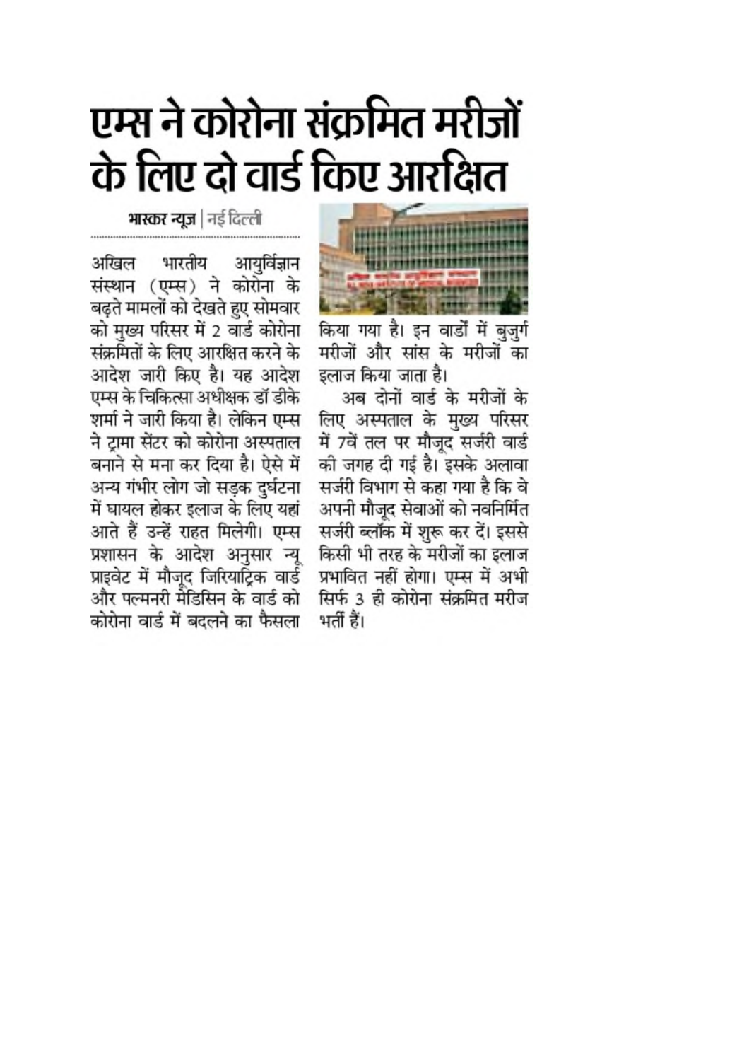# एम्स ने कोरोना संक्रमित मरीजों के लिए दो वार्ड किए आरक्षित

**भास्कर न्यूज़** | नई दिल्ली

अखिल भारतीय आयुर्विज्ञान संस्थान (एम्स) ने कोरोना के बढ़ते मामलों को देखते हुए सोमवार को मुख्य परिसर में 2 वार्ड कोरोना संक्रमितों के लिए आरक्षित करने के आदेश जारी किए है। यह आदेश एम्स के चिकित्सा अधीक्षक डॉ डीके शर्मा ने जारी किया है। लेकिन एम्स ने ट्रामा सेंटर को कोरोना अस्पताल बनाने से मना कर दिया है। ऐसे में अन्य गंभीर लोग जो सड़क दुर्घटना में घायल होकर इलाज के लिए यहां आते हैं उन्हें राहत मिलेगी। एम्स प्रशासन के आदेश अनुसार न्यू प्राइवेट में मौजूद जिरियाट्रिक वार्ड और पल्मनरी मेडिसिन के वार्ड को कोरोना वार्ड में बदलने का फैसला किया गया है। इन वार्डों में बुजुर्ग मरीजों और सांस के मरीजों का इलाज किया जाता है।

अब दोनों वार्ड के मरीजों के लिए अस्पताल के मुख्य परिसर में 7वें तल पर मौजूद सर्जरी वार्ड की जगह दी गई है। इसके अलावा सर्जरी विभाग से कहा गया है कि वे अपनी मौजूद सेवाओं को नवनिर्मित सर्जरी ब्लॉक में शुरू कर दें। इससे किसी भी तरह के मरीजों का इलाज प्रभावित नहीं होगा। एम्स में अभी सिर्फ 3 ही कोरोना संक्रमित मरीज भर्ती हैं।